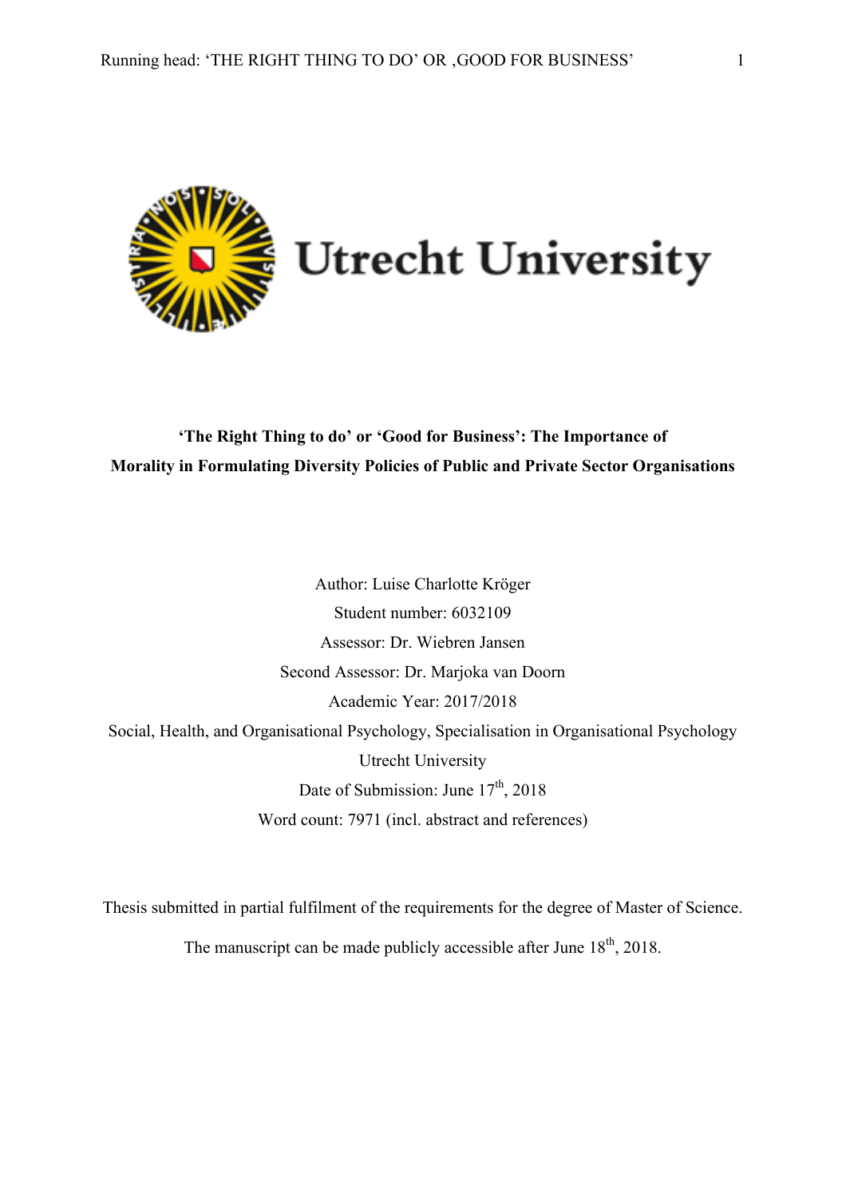**‘The Right Thing to do’ or ‘Good for Business’: The Importance of Morality in Formulating Diversity Policies of Public and Private Sector Organisations**

Author: Luise Charlotte Kröger

Student number: 6032109

Assessor: Dr. Wiebren Jansen

Second Assessor: Dr. Marjoka van Doorn

Academic Year: 2017/2018

Social, Health, and Organisational Psychology, Specialisation in Organisational Psychology

Utrecht University

Date of Submission: June 17th, 2018

Word count: 7971 (incl. abstract and references)

Thesis submitted in partial fulfilment of the requirements for the degree of Master of Science.

The manuscript can be made publicly accessible after June 18th, 2018.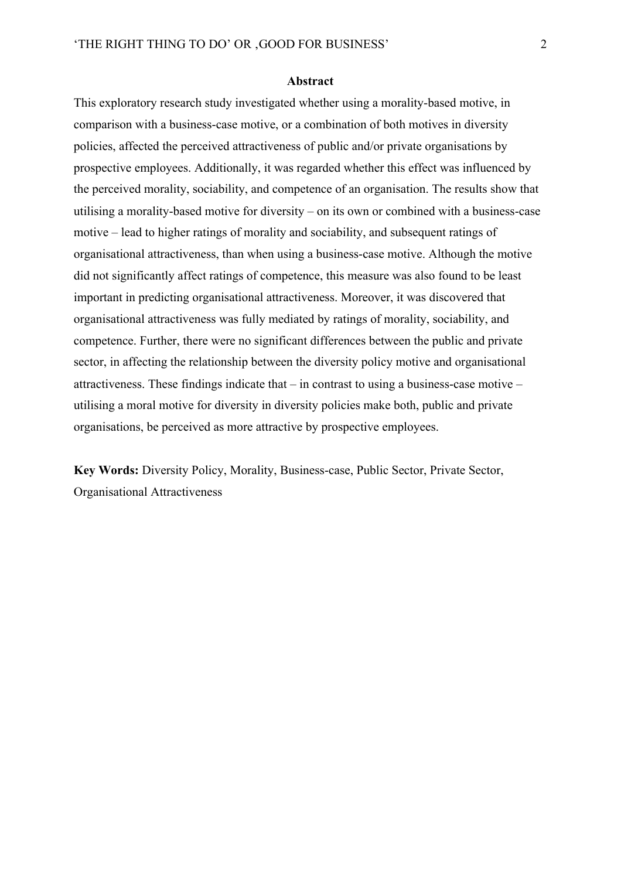## Abstract

This exploratory research study investigated whether using a morality-based motive, in comparison with a business-case motive, or a combination of both motives in diversity policies, affected the perceived attractiveness of public and/or private organisations by prospective employees. Additionally, it was regarded whether this effect was influenced by the perceived morality, sociability, and competence of an organisation. The results show that utilising a morality-based motive for diversity – on its own or combined with a business-case motive – lead to higher ratings of morality and sociability, and subsequent ratings of organisational attractiveness, than when using a business-case motive. Although the motive did not significantly affect ratings of competence, this measure was also found to be least important in predicting organisational attractiveness. Moreover, it was discovered that organisational attractiveness was fully mediated by ratings of morality, sociability, and competence. Further, there were no significant differences between the public and private sector, in affecting the relationship between the diversity policy motive and organisational attractiveness. These findings indicate that – in contrast to using a business-case motive – utilising a moral motive for diversity in diversity policies make both, public and private organisations, be perceived as more attractive by prospective employees.

**Key Words:** Diversity Policy, Morality, Business-case, Public Sector, Private Sector, Organisational Attractiveness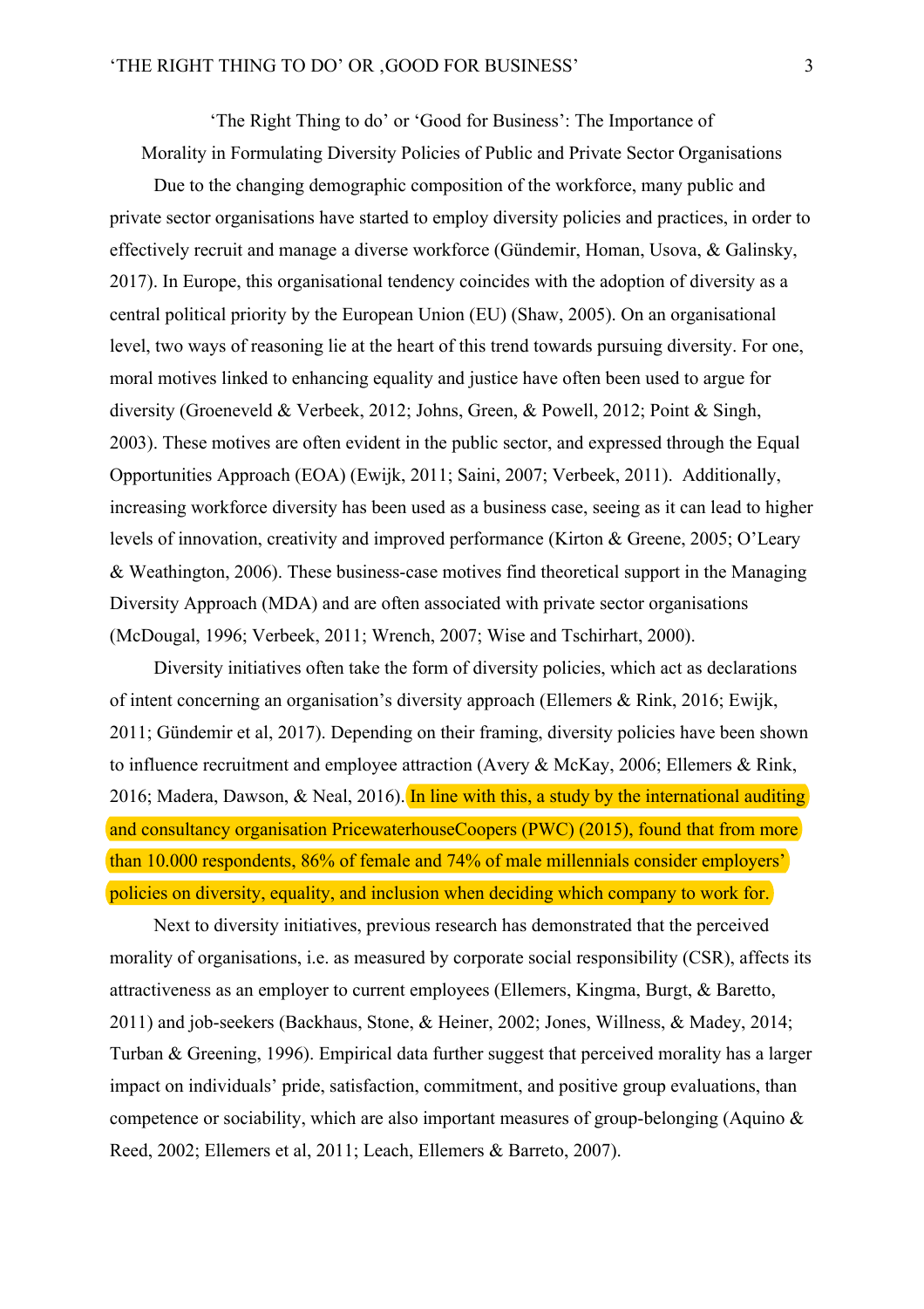## 'The Right Thing to do' or 'Good for Business': The Importance of Morality in Formulating Diversity Policies of Public and Private Sector Organisations

Due to the changing demographic composition of the workforce, many public and private sector organisations have started to employ diversity policies and practices, in order to effectively recruit and manage a diverse workforce (Gündemir, Homan, Usova, & Galinsky, 2017). In Europe, this organisational tendency coincides with the adoption of diversity as a central political priority by the European Union (EU) (Shaw, 2005). On an organisational level, two ways of reasoning lie at the heart of this trend towards pursuing diversity. For one, moral motives linked to enhancing equality and justice have often been used to argue for diversity (Groeneveld & Verbeek, 2012; Johns, Green, & Powell, 2012; Point & Singh, 2003). These motives are often evident in the public sector, and expressed through the Equal Opportunities Approach (EOA) (Ewijk, 2011; Saini, 2007; Verbeek, 2011). Additionally, increasing workforce diversity has been used as a business case, seeing as it can lead to higher levels of innovation, creativity and improved performance (Kirton & Greene, 2005; O'Leary & Weathington, 2006). These business-case motives find theoretical support in the Managing Diversity Approach (MDA) and are often associated with private sector organisations (McDougal, 1996; Verbeek, 2011; Wrench, 2007; Wise and Tschirhart, 2000).

Diversity initiatives often take the form of diversity policies, which act as declarations of intent concerning an organisation's diversity approach (Ellemers & Rink, 2016; Ewijk, 2011; Gündemir et al, 2017). Depending on their framing, diversity policies have been shown to influence recruitment and employee attraction (Avery & McKay, 2006; Ellemers & Rink, 2016; Madera, Dawson, & Neal, 2016). In line with this, a study by the international auditing and consultancy organisation PricewaterhouseCoopers (PWC) (2015), found that from more than 10.000 respondents, 86% of female and 74% of male millennials consider employers' policies on diversity, equality, and inclusion when deciding which company to work for.

Next to diversity initiatives, previous research has demonstrated that the perceived morality of organisations, i.e. as measured by corporate social responsibility (CSR), affects its attractiveness as an employer to current employees (Ellemers, Kingma, Burgt, & Baretto, 2011) and job-seekers (Backhaus, Stone, & Heiner, 2002; Jones, Willness, & Madey, 2014; Turban & Greening, 1996). Empirical data further suggest that perceived morality has a larger impact on individuals' pride, satisfaction, commitment, and positive group evaluations, than competence or sociability, which are also important measures of group-belonging (Aquino & Reed, 2002; Ellemers et al, 2011; Leach, Ellemers & Barreto, 2007).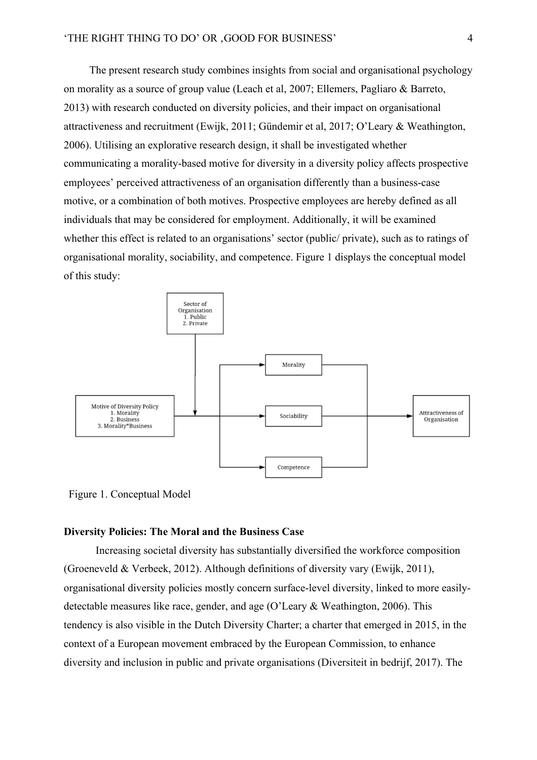The present research study combines insights from social and organisational psychology on morality as a source of group value (Leach et al, 2007; Ellemers, Pagliaro & Barreto, 2013) with research conducted on diversity policies, and their impact on organisational attractiveness and recruitment (Ewijk, 2011; Gündemir et al, 2017; O'Leary & Weathington, 2006). Utilising an explorative research design, it shall be investigated whether communicating a morality-based motive for diversity in a diversity policy affects prospective employees' perceived attractiveness of an organisation differently than a business-case motive, or a combination of both motives. Prospective employees are hereby defined as all individuals that may be considered for employment. Additionally, it will be examined whether this effect is related to an organisations' sector (public/ private), such as to ratings of organisational morality, sociability, and competence. Figure 1 displays the conceptual model of this study:

Sector of Organisation
1. Public
2. Private

Motive of Diversity Policy
1. Morality
2. Business
3. Morality*Business

Morality

Sociability

Competence

Attractiveness of Organisation

Figure 1. Conceptual Model

**Diversity Policies: The Moral and the Business Case**

Increasing societal diversity has substantially diversified the workforce composition (Groeneveld & Verbeek, 2012). Although definitions of diversity vary (Ewijk, 2011), organisational diversity policies mostly concern surface-level diversity, linked to more easily-detectable measures like race, gender, and age (O'Leary & Weathington, 2006). This tendency is also visible in the Dutch Diversity Charter; a charter that emerged in 2015, in the context of a European movement embraced by the European Commission, to enhance diversity and inclusion in public and private organisations (Diversiteit in bedrijf, 2017). The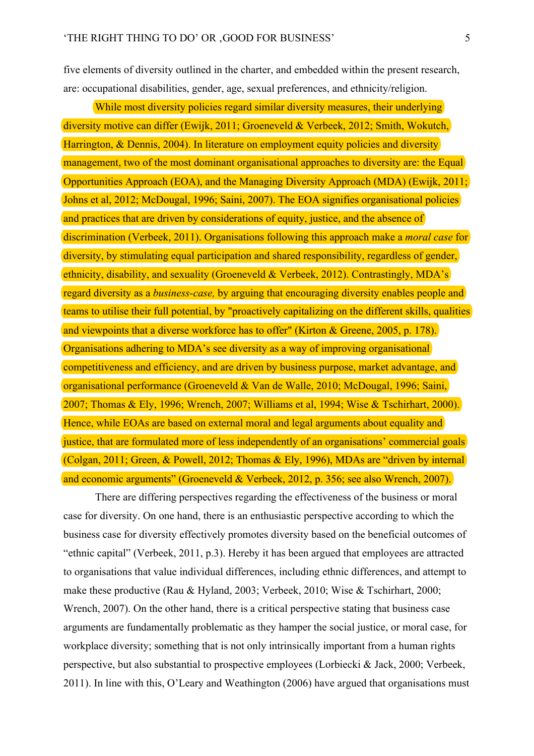five elements of diversity outlined in the charter, and embedded within the present research, are: occupational disabilities, gender, age, sexual preferences, and ethnicity/religion.

While most diversity policies regard similar diversity measures, their underlying diversity motive can differ (Ewijk, 2011; Groeneveld & Verbeek, 2012; Smith, Wokutch, Harrington, & Dennis, 2004). In literature on employment equity policies and diversity management, two of the most dominant organisational approaches to diversity are: the Equal Opportunities Approach (EOA), and the Managing Diversity Approach (MDA) (Ewijk, 2011; Johns et al, 2012; McDougal, 1996; Saini, 2007). The EOA signifies organisational policies and practices that are driven by considerations of equity, justice, and the absence of discrimination (Verbeek, 2011). Organisations following this approach make a *moral case* for diversity, by stimulating equal participation and shared responsibility, regardless of gender, ethnicity, disability, and sexuality (Groeneveld & Verbeek, 2012). Contrastingly, MDA's regard diversity as a *business-case,* by arguing that encouraging diversity enables people and teams to utilise their full potential, by "proactively capitalizing on the different skills, qualities and viewpoints that a diverse workforce has to offer" (Kirton & Greene, 2005, p. 178). Organisations adhering to MDA's see diversity as a way of improving organisational competitiveness and efficiency, and are driven by business purpose, market advantage, and organisational performance (Groeneveld & Van de Walle, 2010; McDougal, 1996; Saini, 2007; Thomas & Ely, 1996; Wrench, 2007; Williams et al, 1994; Wise & Tschirhart, 2000). Hence, while EOAs are based on external moral and legal arguments about equality and justice, that are formulated more of less independently of an organisations' commercial goals (Colgan, 2011; Green, & Powell, 2012; Thomas & Ely, 1996), MDAs are "driven by internal and economic arguments" (Groeneveld & Verbeek, 2012, p. 356; see also Wrench, 2007).

There are differing perspectives regarding the effectiveness of the business or moral case for diversity. On one hand, there is an enthusiastic perspective according to which the business case for diversity effectively promotes diversity based on the beneficial outcomes of "ethnic capital" (Verbeek, 2011, p.3). Hereby it has been argued that employees are attracted to organisations that value individual differences, including ethnic differences, and attempt to make these productive (Rau & Hyland, 2003; Verbeek, 2010; Wise & Tschirhart, 2000; Wrench, 2007). On the other hand, there is a critical perspective stating that business case arguments are fundamentally problematic as they hamper the social justice, or moral case, for workplace diversity; something that is not only intrinsically important from a human rights perspective, but also substantial to prospective employees (Lorbiecki & Jack, 2000; Verbeek, 2011). In line with this, O'Leary and Weathington (2006) have argued that organisations must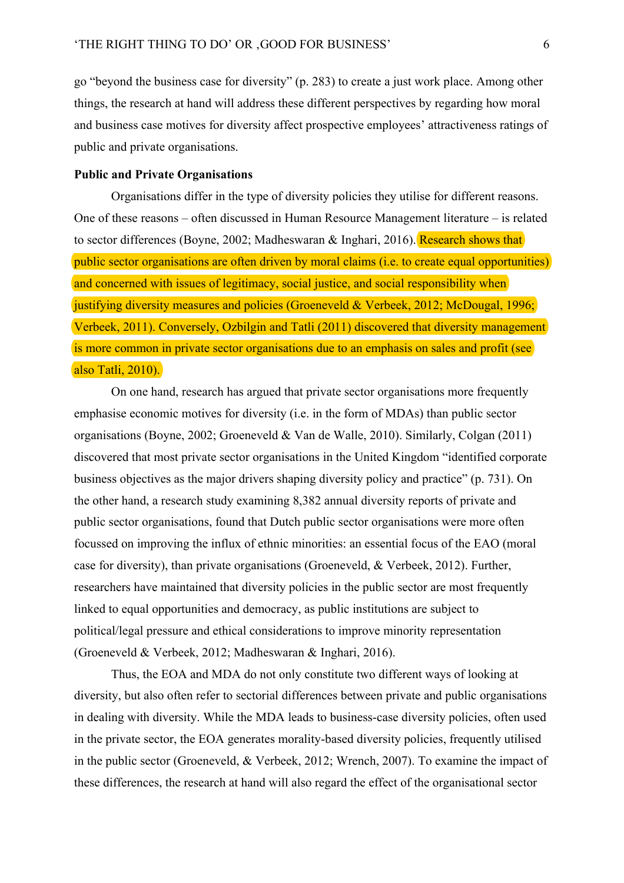go "beyond the business case for diversity" (p. 283) to create a just work place. Among other things, the research at hand will address these different perspectives by regarding how moral and business case motives for diversity affect prospective employees' attractiveness ratings of public and private organisations.

**Public and Private Organisations**

Organisations differ in the type of diversity policies they utilise for different reasons. One of these reasons – often discussed in Human Resource Management literature – is related to sector differences (Boyne, 2002; Madheswaran & Inghari, 2016). Research shows that public sector organisations are often driven by moral claims (i.e. to create equal opportunities) and concerned with issues of legitimacy, social justice, and social responsibility when justifying diversity measures and policies (Groeneveld & Verbeek, 2012; McDougal, 1996; Verbeek, 2011). Conversely, Ozbilgin and Tatli (2011) discovered that diversity management is more common in private sector organisations due to an emphasis on sales and profit (see also Tatli, 2010).

On one hand, research has argued that private sector organisations more frequently emphasise economic motives for diversity (i.e. in the form of MDAs) than public sector organisations (Boyne, 2002; Groeneveld & Van de Walle, 2010). Similarly, Colgan (2011) discovered that most private sector organisations in the United Kingdom "identified corporate business objectives as the major drivers shaping diversity policy and practice" (p. 731). On the other hand, a research study examining 8,382 annual diversity reports of private and public sector organisations, found that Dutch public sector organisations were more often focussed on improving the influx of ethnic minorities: an essential focus of the EAO (moral case for diversity), than private organisations (Groeneveld, & Verbeek, 2012). Further, researchers have maintained that diversity policies in the public sector are most frequently linked to equal opportunities and democracy, as public institutions are subject to political/legal pressure and ethical considerations to improve minority representation (Groeneveld & Verbeek, 2012; Madheswaran & Inghari, 2016).

Thus, the EOA and MDA do not only constitute two different ways of looking at diversity, but also often refer to sectorial differences between private and public organisations in dealing with diversity. While the MDA leads to business-case diversity policies, often used in the private sector, the EOA generates morality-based diversity policies, frequently utilised in the public sector (Groeneveld, & Verbeek, 2012; Wrench, 2007). To examine the impact of these differences, the research at hand will also regard the effect of the organisational sector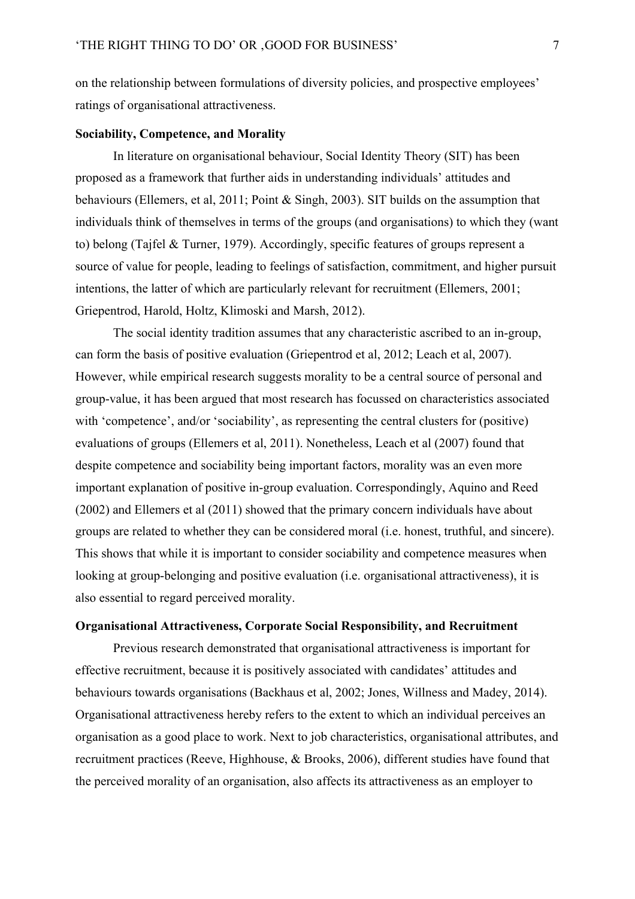on the relationship between formulations of diversity policies, and prospective employees' ratings of organisational attractiveness.

**Sociability, Competence, and Morality**

In literature on organisational behaviour, Social Identity Theory (SIT) has been proposed as a framework that further aids in understanding individuals' attitudes and behaviours (Ellemers, et al, 2011; Point & Singh, 2003). SIT builds on the assumption that individuals think of themselves in terms of the groups (and organisations) to which they (want to) belong (Tajfel & Turner, 1979). Accordingly, specific features of groups represent a source of value for people, leading to feelings of satisfaction, commitment, and higher pursuit intentions, the latter of which are particularly relevant for recruitment (Ellemers, 2001; Griepentrod, Harold, Holtz, Klimoski and Marsh, 2012).

The social identity tradition assumes that any characteristic ascribed to an in-group, can form the basis of positive evaluation (Griepentrod et al, 2012; Leach et al, 2007). However, while empirical research suggests morality to be a central source of personal and group-value, it has been argued that most research has focussed on characteristics associated with 'competence', and/or 'sociability', as representing the central clusters for (positive) evaluations of groups (Ellemers et al, 2011). Nonetheless, Leach et al (2007) found that despite competence and sociability being important factors, morality was an even more important explanation of positive in-group evaluation. Correspondingly, Aquino and Reed (2002) and Ellemers et al (2011) showed that the primary concern individuals have about groups are related to whether they can be considered moral (i.e. honest, truthful, and sincere). This shows that while it is important to consider sociability and competence measures when looking at group-belonging and positive evaluation (i.e. organisational attractiveness), it is also essential to regard perceived morality.

**Organisational Attractiveness, Corporate Social Responsibility, and Recruitment**

Previous research demonstrated that organisational attractiveness is important for effective recruitment, because it is positively associated with candidates' attitudes and behaviours towards organisations (Backhaus et al, 2002; Jones, Willness and Madey, 2014). Organisational attractiveness hereby refers to the extent to which an individual perceives an organisation as a good place to work. Next to job characteristics, organisational attributes, and recruitment practices (Reeve, Highhouse, & Brooks, 2006), different studies have found that the perceived morality of an organisation, also affects its attractiveness as an employer to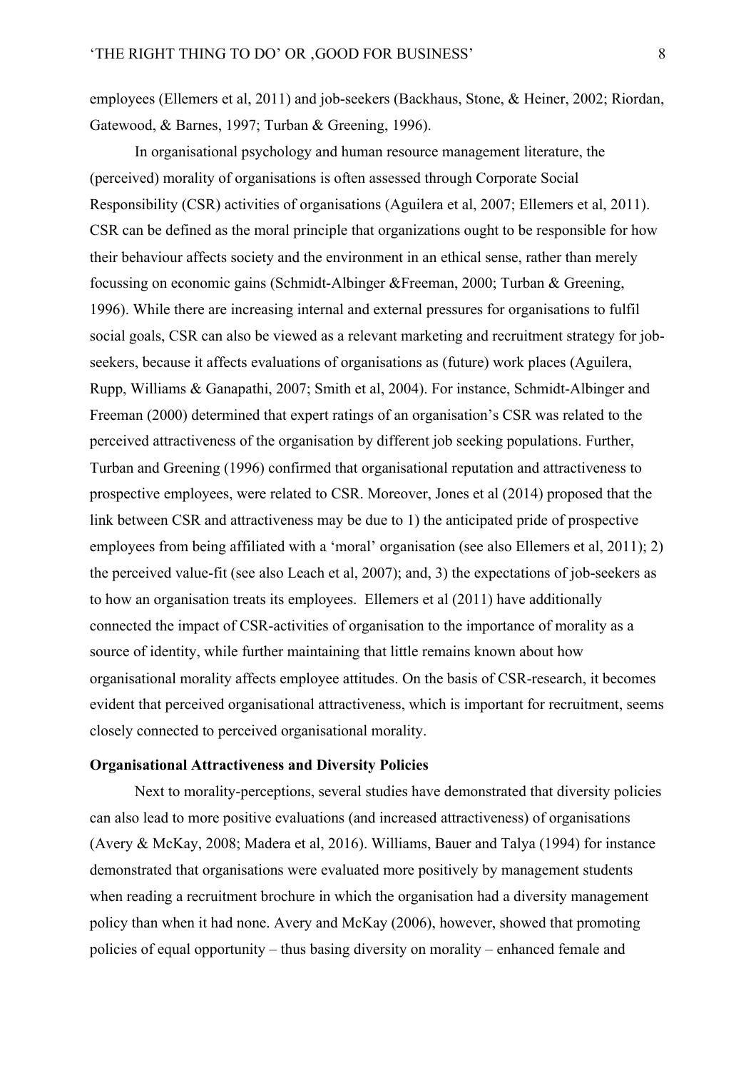employees (Ellemers et al, 2011) and job-seekers (Backhaus, Stone, & Heiner, 2002; Riordan, Gatewood, & Barnes, 1997; Turban & Greening, 1996).

In organisational psychology and human resource management literature, the (perceived) morality of organisations is often assessed through Corporate Social Responsibility (CSR) activities of organisations (Aguilera et al, 2007; Ellemers et al, 2011). CSR can be defined as the moral principle that organizations ought to be responsible for how their behaviour affects society and the environment in an ethical sense, rather than merely focussing on economic gains (Schmidt-Albinger &Freeman, 2000; Turban & Greening, 1996). While there are increasing internal and external pressures for organisations to fulfil social goals, CSR can also be viewed as a relevant marketing and recruitment strategy for job-seekers, because it affects evaluations of organisations as (future) work places (Aguilera, Rupp, Williams & Ganapathi, 2007; Smith et al, 2004). For instance, Schmidt-Albinger and Freeman (2000) determined that expert ratings of an organisation's CSR was related to the perceived attractiveness of the organisation by different job seeking populations. Further, Turban and Greening (1996) confirmed that organisational reputation and attractiveness to prospective employees, were related to CSR. Moreover, Jones et al (2014) proposed that the link between CSR and attractiveness may be due to 1) the anticipated pride of prospective employees from being affiliated with a 'moral' organisation (see also Ellemers et al, 2011); 2) the perceived value-fit (see also Leach et al, 2007); and, 3) the expectations of job-seekers as to how an organisation treats its employees. Ellemers et al (2011) have additionally connected the impact of CSR-activities of organisation to the importance of morality as a source of identity, while further maintaining that little remains known about how organisational morality affects employee attitudes. On the basis of CSR-research, it becomes evident that perceived organisational attractiveness, which is important for recruitment, seems closely connected to perceived organisational morality.

**Organisational Attractiveness and Diversity Policies**

Next to morality-perceptions, several studies have demonstrated that diversity policies can also lead to more positive evaluations (and increased attractiveness) of organisations (Avery & McKay, 2008; Madera et al, 2016). Williams, Bauer and Talya (1994) for instance demonstrated that organisations were evaluated more positively by management students when reading a recruitment brochure in which the organisation had a diversity management policy than when it had none. Avery and McKay (2006), however, showed that promoting policies of equal opportunity – thus basing diversity on morality – enhanced female and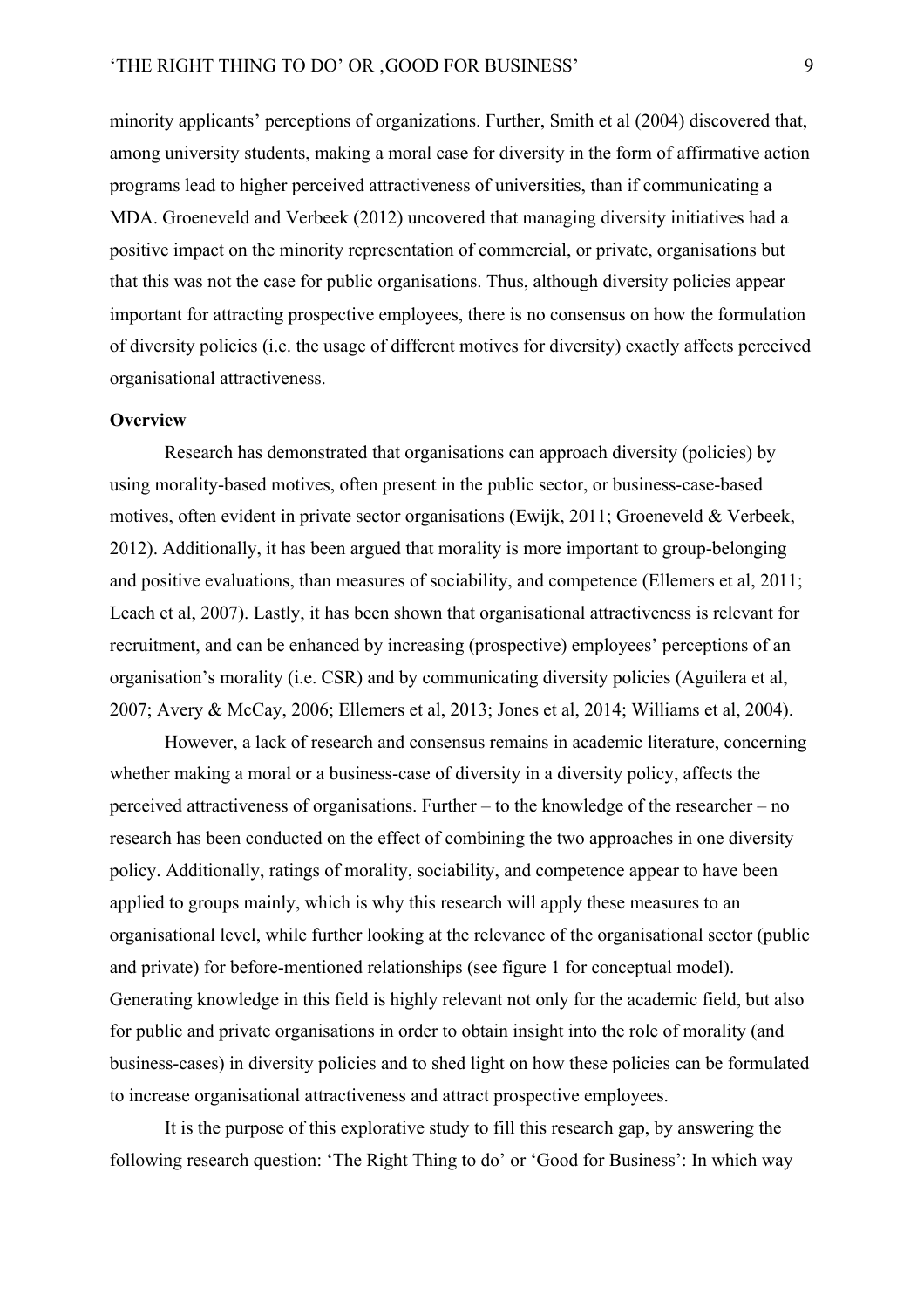minority applicants' perceptions of organizations. Further, Smith et al (2004) discovered that, among university students, making a moral case for diversity in the form of affirmative action programs lead to higher perceived attractiveness of universities, than if communicating a MDA. Groeneveld and Verbeek (2012) uncovered that managing diversity initiatives had a positive impact on the minority representation of commercial, or private, organisations but that this was not the case for public organisations. Thus, although diversity policies appear important for attracting prospective employees, there is no consensus on how the formulation of diversity policies (i.e. the usage of different motives for diversity) exactly affects perceived organisational attractiveness.

**Overview**

Research has demonstrated that organisations can approach diversity (policies) by using morality-based motives, often present in the public sector, or business-case-based motives, often evident in private sector organisations (Ewijk, 2011; Groeneveld & Verbeek, 2012). Additionally, it has been argued that morality is more important to group-belonging and positive evaluations, than measures of sociability, and competence (Ellemers et al, 2011; Leach et al, 2007). Lastly, it has been shown that organisational attractiveness is relevant for recruitment, and can be enhanced by increasing (prospective) employees' perceptions of an organisation's morality (i.e. CSR) and by communicating diversity policies (Aguilera et al, 2007; Avery & McCay, 2006; Ellemers et al, 2013; Jones et al, 2014; Williams et al, 2004).

However, a lack of research and consensus remains in academic literature, concerning whether making a moral or a business-case of diversity in a diversity policy, affects the perceived attractiveness of organisations. Further – to the knowledge of the researcher – no research has been conducted on the effect of combining the two approaches in one diversity policy. Additionally, ratings of morality, sociability, and competence appear to have been applied to groups mainly, which is why this research will apply these measures to an organisational level, while further looking at the relevance of the organisational sector (public and private) for before-mentioned relationships (see figure 1 for conceptual model). Generating knowledge in this field is highly relevant not only for the academic field, but also for public and private organisations in order to obtain insight into the role of morality (and business-cases) in diversity policies and to shed light on how these policies can be formulated to increase organisational attractiveness and attract prospective employees.

It is the purpose of this explorative study to fill this research gap, by answering the following research question: 'The Right Thing to do' or 'Good for Business': In which way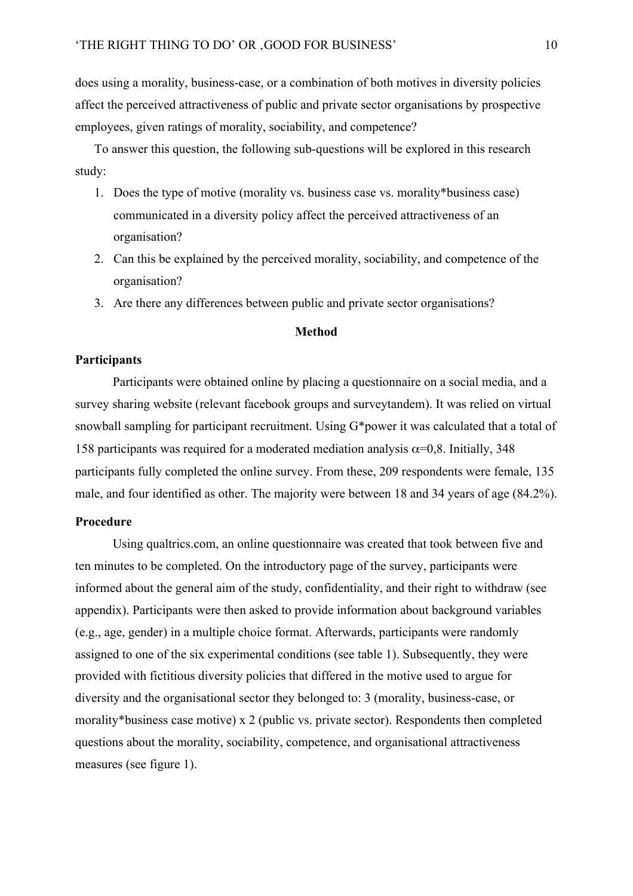does using a morality, business-case, or a combination of both motives in diversity policies affect the perceived attractiveness of public and private sector organisations by prospective employees, given ratings of morality, sociability, and competence?

To answer this question, the following sub-questions will be explored in this research study:

1. Does the type of motive (morality vs. business case vs. morality*business case) communicated in a diversity policy affect the perceived attractiveness of an organisation?
2. Can this be explained by the perceived morality, sociability, and competence of the organisation?
3. Are there any differences between public and private sector organisations?

## Method

### Participants

Participants were obtained online by placing a questionnaire on a social media, and a survey sharing website (relevant facebook groups and surveytandem). It was relied on virtual snowball sampling for participant recruitment. Using G*power it was calculated that a total of 158 participants was required for a moderated mediation analysis $\alpha$=0,8. Initially, 348 participants fully completed the online survey. From these, 209 respondents were female, 135 male, and four identified as other. The majority were between 18 and 34 years of age (84.2%).

### Procedure

Using qualtrics.com, an online questionnaire was created that took between five and ten minutes to be completed. On the introductory page of the survey, participants were informed about the general aim of the study, confidentiality, and their right to withdraw (see appendix). Participants were then asked to provide information about background variables (e.g., age, gender) in a multiple choice format. Afterwards, participants were randomly assigned to one of the six experimental conditions (see table 1). Subsequently, they were provided with fictitious diversity policies that differed in the motive used to argue for diversity and the organisational sector they belonged to: 3 (morality, business-case, or morality*business case motive) x 2 (public vs. private sector). Respondents then completed questions about the morality, sociability, competence, and organisational attractiveness measures (see figure 1).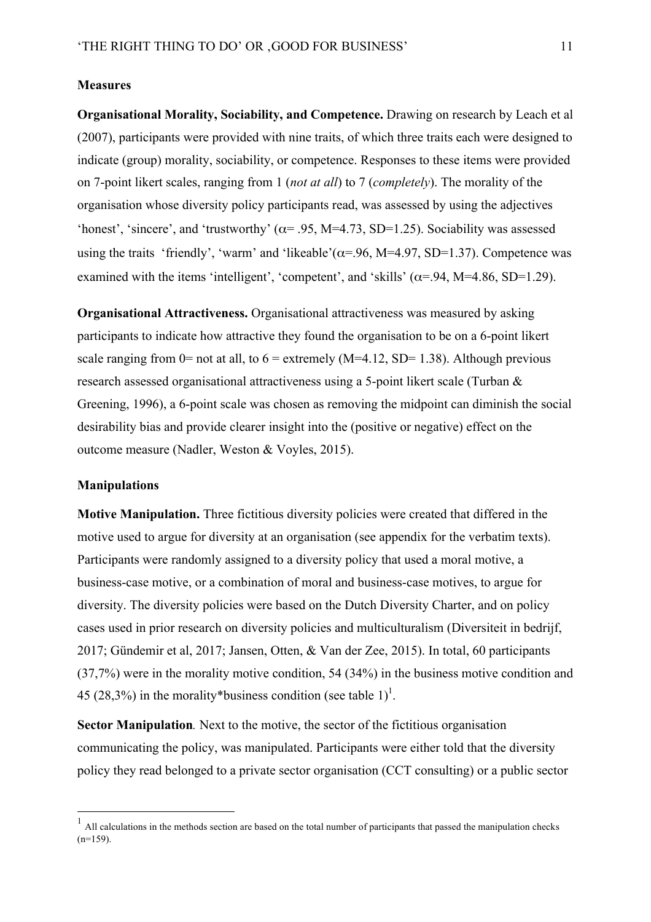**Measures**

**Organisational Morality, Sociability, and Competence.** Drawing on research by Leach et al (2007), participants were provided with nine traits, of which three traits each were designed to indicate (group) morality, sociability, or competence. Responses to these items were provided on 7-point likert scales, ranging from 1 (*not at all*) to 7 (*completely*). The morality of the organisation whose diversity policy participants read, was assessed by using the adjectives 'honest', 'sincere', and 'trustworthy' ($\alpha$= .95, M=4.73, SD=1.25). Sociability was assessed using the traits 'friendly', 'warm' and 'likeable'($\alpha$=.96, M=4.97, SD=1.37). Competence was examined with the items 'intelligent', 'competent', and 'skills' ($\alpha$=.94, M=4.86, SD=1.29).

**Organisational Attractiveness.** Organisational attractiveness was measured by asking participants to indicate how attractive they found the organisation to be on a 6-point likert scale ranging from 0= not at all, to 6 = extremely (M=4.12, SD= 1.38). Although previous research assessed organisational attractiveness using a 5-point likert scale (Turban & Greening, 1996), a 6-point scale was chosen as removing the midpoint can diminish the social desirability bias and provide clearer insight into the (positive or negative) effect on the outcome measure (Nadler, Weston & Voyles, 2015).

**Manipulations**

**Motive Manipulation.** Three fictitious diversity policies were created that differed in the motive used to argue for diversity at an organisation (see appendix for the verbatim texts). Participants were randomly assigned to a diversity policy that used a moral motive, a business-case motive, or a combination of moral and business-case motives, to argue for diversity. The diversity policies were based on the Dutch Diversity Charter, and on policy cases used in prior research on diversity policies and multiculturalism (Diversiteit in bedrijf, 2017; Gündemir et al, 2017; Jansen, Otten, & Van der Zee, 2015). In total, 60 participants (37,7%) were in the morality motive condition, 54 (34%) in the business motive condition and 45 (28,3%) in the morality*business condition (see table 1)[1].

**Sector Manipulation***.* Next to the motive, the sector of the fictitious organisation communicating the policy, was manipulated. Participants were either told that the diversity policy they read belonged to a private sector organisation (CCT consulting) or a public sector

[1] All calculations in the methods section are based on the total number of participants that passed the manipulation checks (n=159).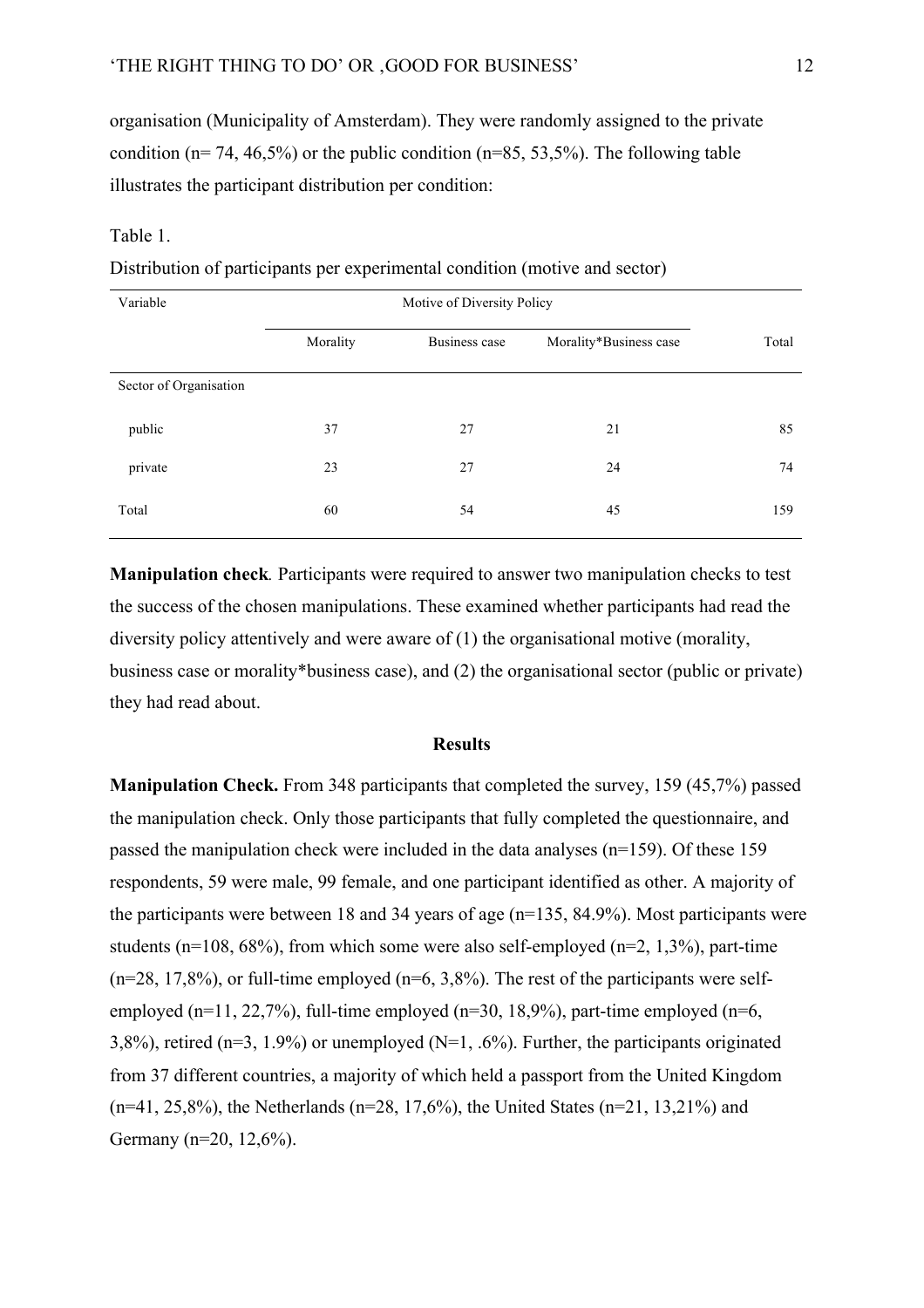organisation (Municipality of Amsterdam). They were randomly assigned to the private condition (n= 74, 46,5%) or the public condition (n=85, 53,5%). The following table illustrates the participant distribution per condition:

Table 1.

Distribution of participants per experimental condition (motive and sector)

| Variable | Motive of Diversity Policy | | | |
|---|---|---|---|---|
| | Morality | Business case | Morality*Business case | Total |
| Sector of Organisation | | | | |
| public | 37 | 27 | 21 | 85 |
| private | 23 | 27 | 24 | 74 |
| Total | 60 | 54 | 45 | 159 |

**Manipulation check***.* Participants were required to answer two manipulation checks to test the success of the chosen manipulations. These examined whether participants had read the diversity policy attentively and were aware of (1) the organisational motive (morality, business case or morality*business case), and (2) the organisational sector (public or private) they had read about.

## Results

**Manipulation Check.** From 348 participants that completed the survey, 159 (45,7%) passed the manipulation check. Only those participants that fully completed the questionnaire, and passed the manipulation check were included in the data analyses (n=159). Of these 159 respondents, 59 were male, 99 female, and one participant identified as other. A majority of the participants were between 18 and 34 years of age (n=135, 84.9%). Most participants were students (n=108, 68%), from which some were also self-employed (n=2, 1,3%), part-time (n=28, 17,8%), or full-time employed (n=6, 3,8%). The rest of the participants were self-employed (n=11, 22,7%), full-time employed (n=30, 18,9%), part-time employed (n=6, 3,8%), retired (n=3, 1.9%) or unemployed (N=1, .6%). Further, the participants originated from 37 different countries, a majority of which held a passport from the United Kingdom (n=41, 25,8%), the Netherlands (n=28, 17,6%), the United States (n=21, 13,21%) and Germany (n=20, 12,6%).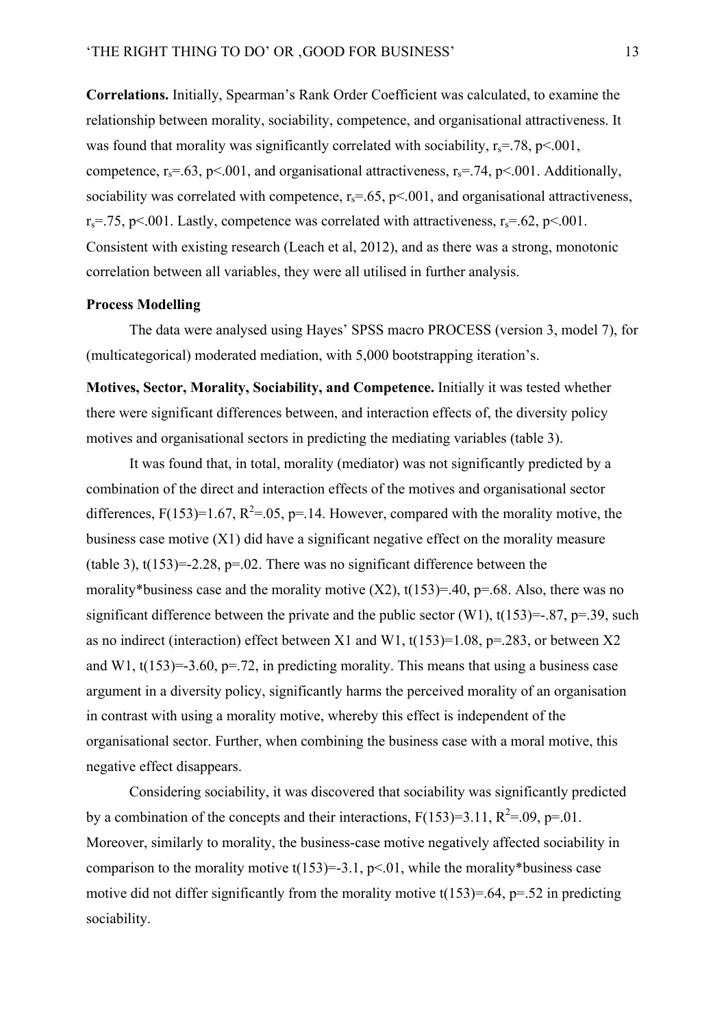**Correlations.** Initially, Spearman's Rank Order Coefficient was calculated, to examine the relationship between morality, sociability, competence, and organisational attractiveness. It was found that morality was significantly correlated with sociability, $r_s$=.78, p<.001, competence, $r_s$=.63, p<.001, and organisational attractiveness, $r_s$=.74, p<.001. Additionally, sociability was correlated with competence, $r_s$=.65, p<.001, and organisational attractiveness, $r_s$=.75, p<.001. Lastly, competence was correlated with attractiveness, $r_s$=.62, p<.001. Consistent with existing research (Leach et al, 2012), and as there was a strong, monotonic correlation between all variables, they were all utilised in further analysis.

**Process Modelling**

The data were analysed using Hayes' SPSS macro PROCESS (version 3, model 7), for (multicategorical) moderated mediation, with 5,000 bootstrapping iteration's.

**Motives, Sector, Morality, Sociability, and Competence.** Initially it was tested whether there were significant differences between, and interaction effects of, the diversity policy motives and organisational sectors in predicting the mediating variables (table 3).

It was found that, in total, morality (mediator) was not significantly predicted by a combination of the direct and interaction effects of the motives and organisational sector differences, F(153)=1.67, $R^2$=.05, p=.14. However, compared with the morality motive, the business case motive (X1) did have a significant negative effect on the morality measure (table 3), t(153)=-2.28, p=.02. There was no significant difference between the morality*business case and the morality motive (X2), t(153)=.40, p=.68. Also, there was no significant difference between the private and the public sector (W1), t(153)=-.87, p=.39, such as no indirect (interaction) effect between X1 and W1, t(153)=1.08, p=.283, or between X2 and W1, t(153)=-3.60, p=.72, in predicting morality. This means that using a business case argument in a diversity policy, significantly harms the perceived morality of an organisation in contrast with using a morality motive, whereby this effect is independent of the organisational sector. Further, when combining the business case with a moral motive, this negative effect disappears.

Considering sociability, it was discovered that sociability was significantly predicted by a combination of the concepts and their interactions, F(153)=3.11, $R^2$=.09, p=.01. Moreover, similarly to morality, the business-case motive negatively affected sociability in comparison to the morality motive t(153)=-3.1, p<.01, while the morality*business case motive did not differ significantly from the morality motive t(153)=.64, p=.52 in predicting sociability.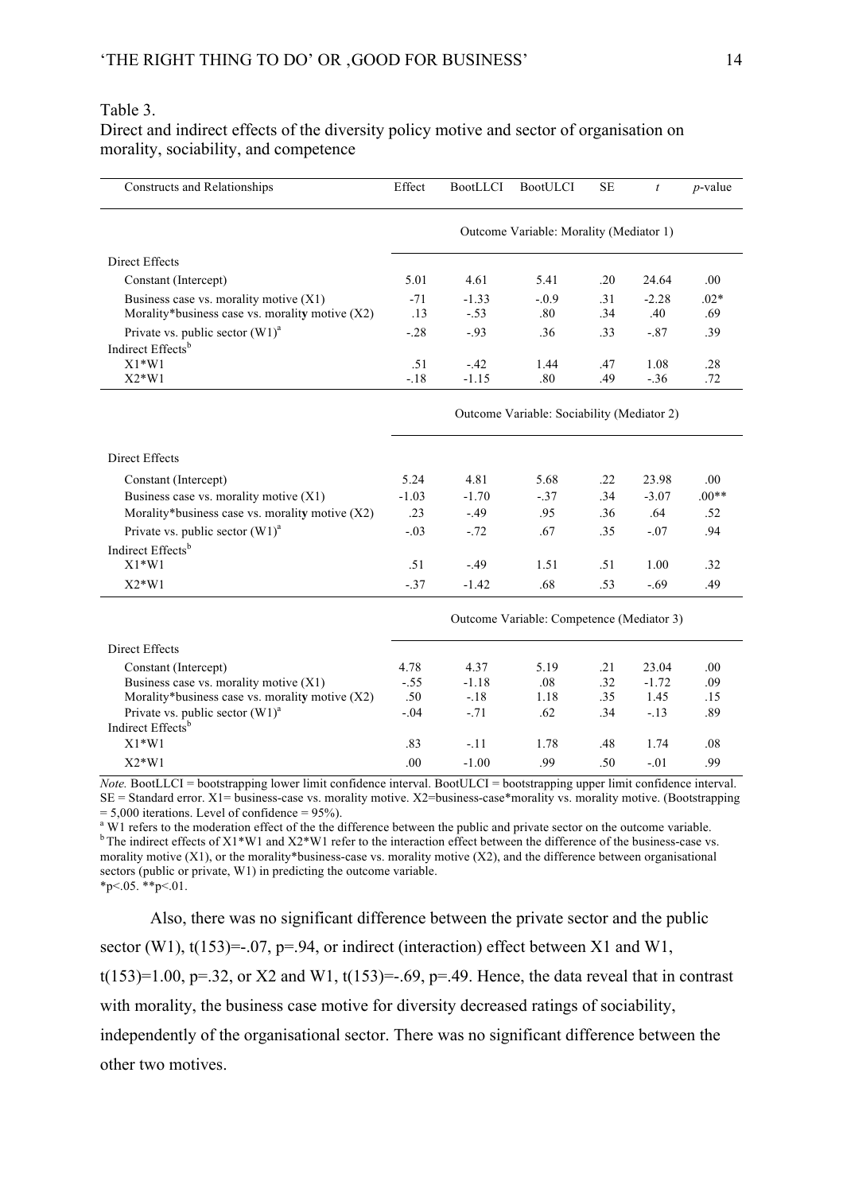Table 3.
Direct and indirect effects of the diversity policy motive and sector of organisation on morality, sociability, and competence

| Constructs and Relationships | Effect | BootLLCI | BootULCI | SE | *t* | *p*-value |
|---|---|---|---|---|---|---|
| | Outcome Variable: Morality (Mediator 1) | | | | | |
| Direct Effects | | | | | | |
| Constant (Intercept) | 5.01 | 4.61 | 5.41 | .20 | 24.64 | .00 |
| Business case vs. morality motive (X1) | -71 | -1.33 | -.0.9 | .31 | -2.28 | .02* |
| Morality*business case vs. morality motive (X2) | .13 | -.53 | .80 | .34 | .40 | .69 |
| Private vs. public sector (W1)[a] | -.28 | -.93 | .36 | .33 | -.87 | .39 |
| Indirect Effects[b] | | | | | | |
| X1*W1 | .51 | -.42 | 1.44 | .47 | 1.08 | .28 |
| X2*W1 | -.18 | -1.15 | .80 | .49 | -.36 | .72 |
| | Outcome Variable: Sociability (Mediator 2) | | | | | |
| Direct Effects | | | | | | |
| Constant (Intercept) | 5.24 | 4.81 | 5.68 | .22 | 23.98 | .00 |
| Business case vs. morality motive (X1) | -1.03 | -1.70 | -.37 | .34 | -3.07 | .00** |
| Morality*business case vs. morality motive (X2) | .23 | -.49 | .95 | .36 | .64 | .52 |
| Private vs. public sector (W1)[a] | -.03 | -.72 | .67 | .35 | -.07 | .94 |
| Indirect Effects[b] | | | | | | |
| X1*W1 | .51 | -.49 | 1.51 | .51 | 1.00 | .32 |
| X2*W1 | -.37 | -1.42 | .68 | .53 | -.69 | .49 |
| | Outcome Variable: Competence (Mediator 3) | | | | | |
| Direct Effects | | | | | | |
| Constant (Intercept) | 4.78 | 4.37 | 5.19 | .21 | 23.04 | .00 |
| Business case vs. morality motive (X1) | -.55 | -1.18 | .08 | .32 | -1.72 | .09 |
| Morality*business case vs. morality motive (X2) | .50 | -.18 | 1.18 | .35 | 1.45 | .15 |
| Private vs. public sector (W1)[a] | -.04 | -.71 | .62 | .34 | -.13 | .89 |
| Indirect Effects[b] | | | | | | |
| X1*W1 | .83 | -.11 | 1.78 | .48 | 1.74 | .08 |
| X2*W1 | .00 | -1.00 | .99 | .50 | -.01 | .99 |

*Note.* BootLLCI = bootstrapping lower limit confidence interval. BootULCI = bootstrapping upper limit confidence interval. SE = Standard error. X1= business-case vs. morality motive. X2=business-case*morality vs. morality motive. (Bootstrapping = 5,000 iterations. Level of confidence = 95%).
[a] W1 refers to the moderation effect of the the difference between the public and private sector on the outcome variable.
[b] The indirect effects of X1*W1 and X2*W1 refer to the interaction effect between the difference of the business-case vs. morality motive (X1), or the morality*business-case vs. morality motive (X2), and the difference between organisational sectors (public or private, W1) in predicting the outcome variable.
*p<.05. **p<.01.

Also, there was no significant difference between the private sector and the public sector (W1), t(153)=-.07, p=.94, or indirect (interaction) effect between X1 and W1, t(153)=1.00, p=.32, or X2 and W1, t(153)=-.69, p=.49. Hence, the data reveal that in contrast with morality, the business case motive for diversity decreased ratings of sociability, independently of the organisational sector. There was no significant difference between the other two motives.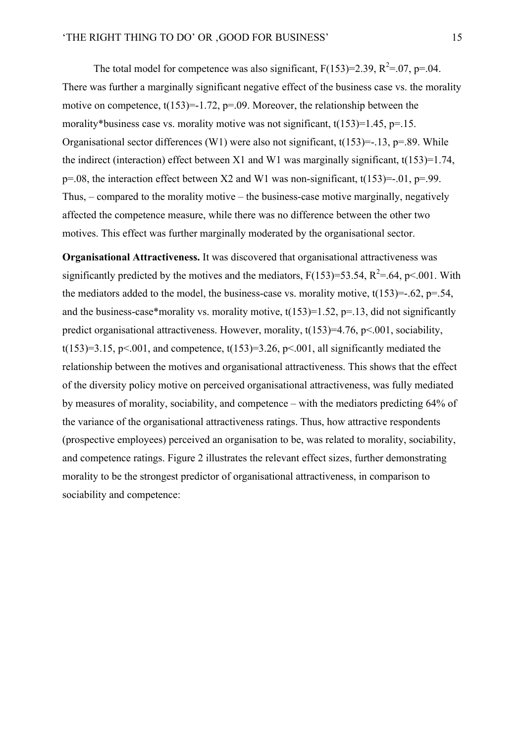The total model for competence was also significant, $F(153)=2.39$, $R^2=.07$, $p=.04$. There was further a marginally significant negative effect of the business case vs. the morality motive on competence, $t(153)=-1.72$, $p=.09$. Moreover, the relationship between the morality*business case vs. morality motive was not significant, $t(153)=1.45$, $p=.15$. Organisational sector differences (W1) were also not significant, $t(153)=-.13$, $p=.89$. While the indirect (interaction) effect between X1 and W1 was marginally significant, $t(153)=1.74$, $p=.08$, the interaction effect between X2 and W1 was non-significant, $t(153)=-.01$, $p=.99$. Thus, – compared to the morality motive – the business-case motive marginally, negatively affected the competence measure, while there was no difference between the other two motives. This effect was further marginally moderated by the organisational sector.

**Organisational Attractiveness.** It was discovered that organisational attractiveness was significantly predicted by the motives and the mediators, $F(153)=53.54$, $R^2=.64$, $p<.001$. With the mediators added to the model, the business-case vs. morality motive, $t(153)=-.62$, $p=.54$, and the business-case*morality vs. morality motive, $t(153)=1.52$, $p=.13$, did not significantly predict organisational attractiveness. However, morality, $t(153)=4.76$, $p<.001$, sociability, $t(153)=3.15$, $p<.001$, and competence, $t(153)=3.26$, $p<.001$, all significantly mediated the relationship between the motives and organisational attractiveness. This shows that the effect of the diversity policy motive on perceived organisational attractiveness, was fully mediated by measures of morality, sociability, and competence – with the mediators predicting 64% of the variance of the organisational attractiveness ratings. Thus, how attractive respondents (prospective employees) perceived an organisation to be, was related to morality, sociability, and competence ratings. Figure 2 illustrates the relevant effect sizes, further demonstrating morality to be the strongest predictor of organisational attractiveness, in comparison to sociability and competence: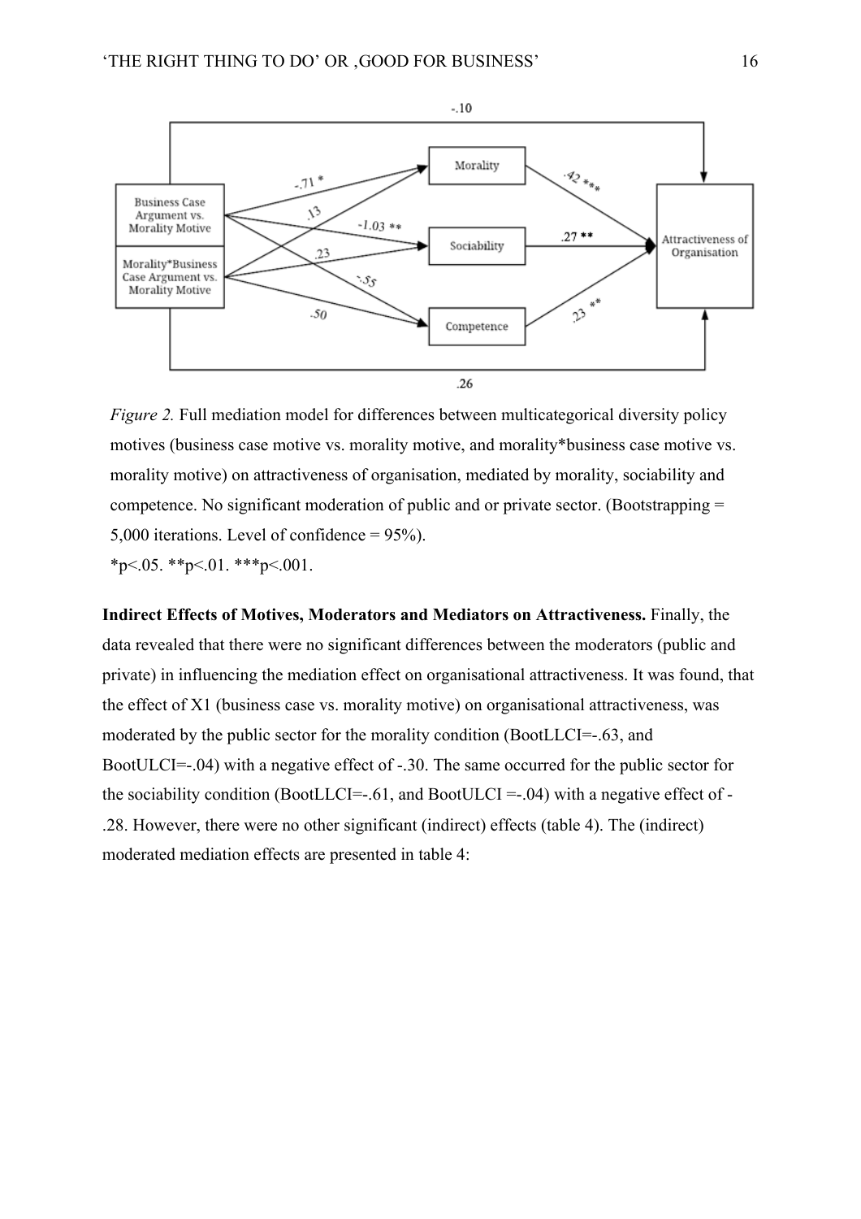*Figure 2.* Full mediation model for differences between multicategorical diversity policy motives (business case motive vs. morality motive, and morality*business case motive vs. morality motive) on attractiveness of organisation, mediated by morality, sociability and competence. No significant moderation of public and or private sector. (Bootstrapping = 5,000 iterations. Level of confidence = 95%).

*p<.05. **p<.01. ***p<.001.

**Indirect Effects of Motives, Moderators and Mediators on Attractiveness.** Finally, the data revealed that there were no significant differences between the moderators (public and private) in influencing the mediation effect on organisational attractiveness. It was found, that the effect of X1 (business case vs. morality motive) on organisational attractiveness, was moderated by the public sector for the morality condition (BootLLCI=-.63, and BootULCI=-.04) with a negative effect of -.30. The same occurred for the public sector for the sociability condition (BootLLCI=-.61, and BootULCI =-.04) with a negative effect of -.28. However, there were no other significant (indirect) effects (table 4). The (indirect) moderated mediation effects are presented in table 4: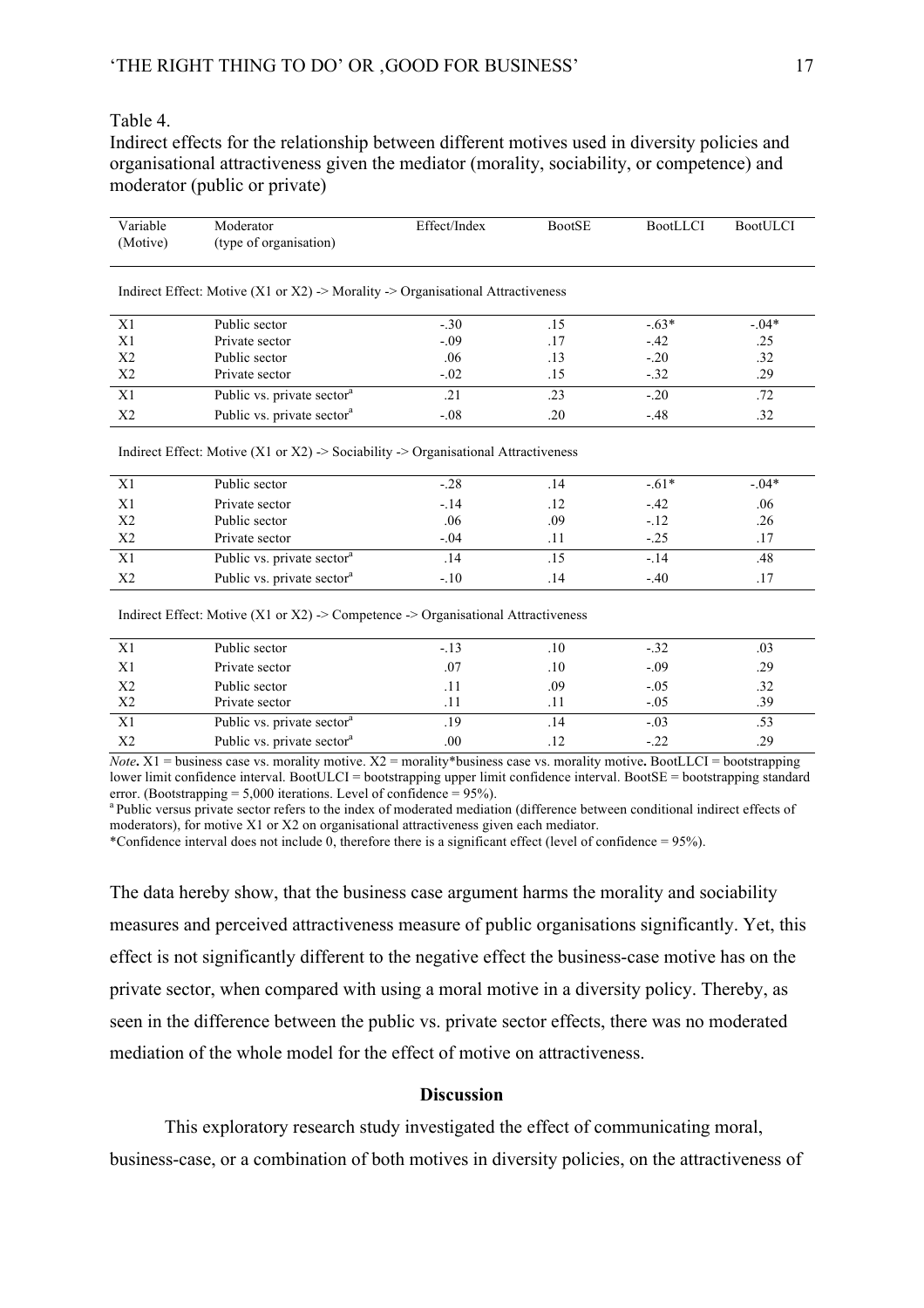Table 4.
Indirect effects for the relationship between different motives used in diversity policies and organisational attractiveness given the mediator (morality, sociability, or competence) and moderator (public or private)

| Variable (Motive) | Moderator (type of organisation) | Effect/Index | BootSE | BootLLCI | BootULCI |
|---|---|---|---|---|---|
| Indirect Effect: Motive (X1 or X2) -> Morality -> Organisational Attractiveness | | | | | |
| X1 | Public sector | -.30 | .15 | -.63* | -.04* |
| X1 | Private sector | -.09 | .17 | -.42 | .25 |
| X2 | Public sector | .06 | .13 | -.20 | .32 |
| X2 | Private sector | -.02 | .15 | -.32 | .29 |
| X1 | Public vs. private sector[a] | .21 | .23 | -.20 | .72 |
| X2 | Public vs. private sector[a] | -.08 | .20 | -.48 | .32 |
| Indirect Effect: Motive (X1 or X2) -> Sociability -> Organisational Attractiveness | | | | | |
| X1 | Public sector | -.28 | .14 | -.61* | -.04* |
| X1 | Private sector | -.14 | .12 | -.42 | .06 |
| X2 | Public sector | .06 | .09 | -.12 | .26 |
| X2 | Private sector | -.04 | .11 | -.25 | .17 |
| X1 | Public vs. private sector[a] | .14 | .15 | -.14 | .48 |
| X2 | Public vs. private sector[a] | -.10 | .14 | -.40 | .17 |
| Indirect Effect: Motive (X1 or X2) -> Competence -> Organisational Attractiveness | | | | | |
| X1 | Public sector | -.13 | .10 | -.32 | .03 |
| X1 | Private sector | .07 | .10 | -.09 | .29 |
| X2 | Public sector | .11 | .09 | -.05 | .32 |
| X2 | Private sector | .11 | .11 | -.05 | .39 |
| X1 | Public vs. private sector[a] | .19 | .14 | -.03 | .53 |
| X2 | Public vs. private sector[a] | .00 | .12 | -.22 | .29 |

*Note***.** X1 = business case vs. morality motive. X2 = morality*business case vs. morality motive**.** BootLLCI = bootstrapping lower limit confidence interval. BootULCI = bootstrapping upper limit confidence interval. BootSE = bootstrapping standard error. (Bootstrapping = 5,000 iterations. Level of confidence = 95%).
[a] Public versus private sector refers to the index of moderated mediation (difference between conditional indirect effects of moderators), for motive X1 or X2 on organisational attractiveness given each mediator.
*Confidence interval does not include 0, therefore there is a significant effect (level of confidence = 95%).

The data hereby show, that the business case argument harms the morality and sociability measures and perceived attractiveness measure of public organisations significantly. Yet, this effect is not significantly different to the negative effect the business-case motive has on the private sector, when compared with using a moral motive in a diversity policy. Thereby, as seen in the difference between the public vs. private sector effects, there was no moderated mediation of the whole model for the effect of motive on attractiveness.

## Discussion

This exploratory research study investigated the effect of communicating moral, business-case, or a combination of both motives in diversity policies, on the attractiveness of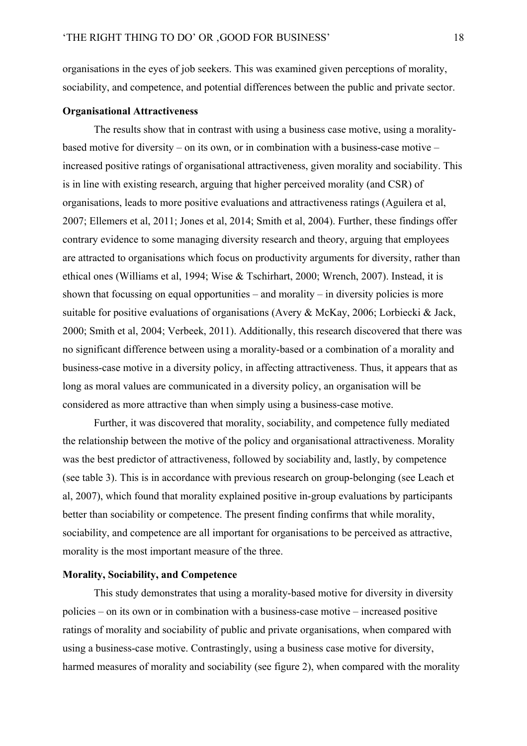organisations in the eyes of job seekers. This was examined given perceptions of morality, sociability, and competence, and potential differences between the public and private sector.

**Organisational Attractiveness**

The results show that in contrast with using a business case motive, using a morality-based motive for diversity – on its own, or in combination with a business-case motive – increased positive ratings of organisational attractiveness, given morality and sociability. This is in line with existing research, arguing that higher perceived morality (and CSR) of organisations, leads to more positive evaluations and attractiveness ratings (Aguilera et al, 2007; Ellemers et al, 2011; Jones et al, 2014; Smith et al, 2004). Further, these findings offer contrary evidence to some managing diversity research and theory, arguing that employees are attracted to organisations which focus on productivity arguments for diversity, rather than ethical ones (Williams et al, 1994; Wise & Tschirhart, 2000; Wrench, 2007). Instead, it is shown that focussing on equal opportunities – and morality – in diversity policies is more suitable for positive evaluations of organisations (Avery & McKay, 2006; Lorbiecki & Jack, 2000; Smith et al, 2004; Verbeek, 2011). Additionally, this research discovered that there was no significant difference between using a morality-based or a combination of a morality and business-case motive in a diversity policy, in affecting attractiveness. Thus, it appears that as long as moral values are communicated in a diversity policy, an organisation will be considered as more attractive than when simply using a business-case motive.

Further, it was discovered that morality, sociability, and competence fully mediated the relationship between the motive of the policy and organisational attractiveness. Morality was the best predictor of attractiveness, followed by sociability and, lastly, by competence (see table 3). This is in accordance with previous research on group-belonging (see Leach et al, 2007), which found that morality explained positive in-group evaluations by participants better than sociability or competence. The present finding confirms that while morality, sociability, and competence are all important for organisations to be perceived as attractive, morality is the most important measure of the three.

**Morality, Sociability, and Competence**

This study demonstrates that using a morality-based motive for diversity in diversity policies – on its own or in combination with a business-case motive – increased positive ratings of morality and sociability of public and private organisations, when compared with using a business-case motive. Contrastingly, using a business case motive for diversity, harmed measures of morality and sociability (see figure 2), when compared with the morality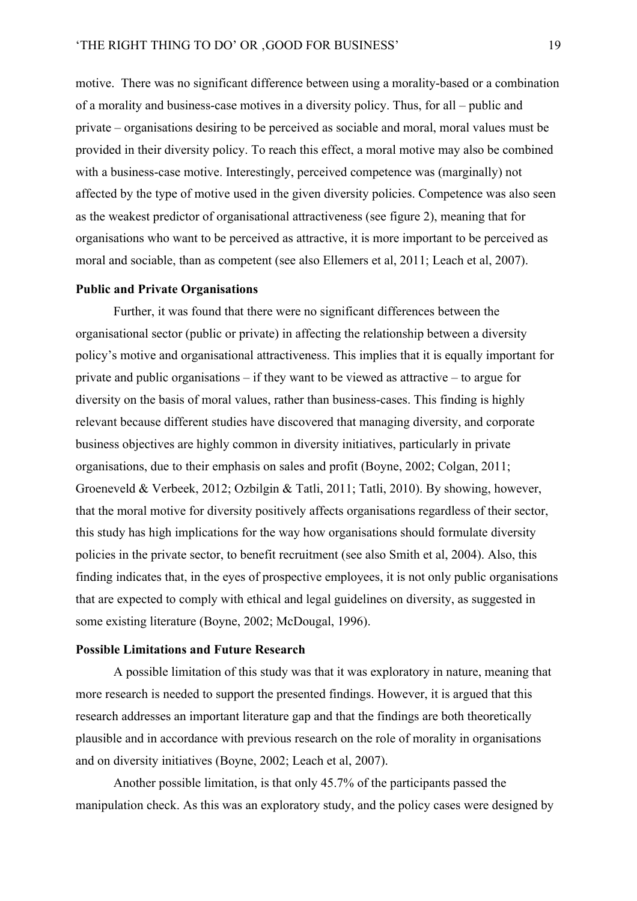motive. There was no significant difference between using a morality-based or a combination of a morality and business-case motives in a diversity policy. Thus, for all – public and private – organisations desiring to be perceived as sociable and moral, moral values must be provided in their diversity policy. To reach this effect, a moral motive may also be combined with a business-case motive. Interestingly, perceived competence was (marginally) not affected by the type of motive used in the given diversity policies. Competence was also seen as the weakest predictor of organisational attractiveness (see figure 2), meaning that for organisations who want to be perceived as attractive, it is more important to be perceived as moral and sociable, than as competent (see also Ellemers et al, 2011; Leach et al, 2007).

**Public and Private Organisations**

Further, it was found that there were no significant differences between the organisational sector (public or private) in affecting the relationship between a diversity policy's motive and organisational attractiveness. This implies that it is equally important for private and public organisations – if they want to be viewed as attractive – to argue for diversity on the basis of moral values, rather than business-cases. This finding is highly relevant because different studies have discovered that managing diversity, and corporate business objectives are highly common in diversity initiatives, particularly in private organisations, due to their emphasis on sales and profit (Boyne, 2002; Colgan, 2011; Groeneveld & Verbeek, 2012; Ozbilgin & Tatli, 2011; Tatli, 2010). By showing, however, that the moral motive for diversity positively affects organisations regardless of their sector, this study has high implications for the way how organisations should formulate diversity policies in the private sector, to benefit recruitment (see also Smith et al, 2004). Also, this finding indicates that, in the eyes of prospective employees, it is not only public organisations that are expected to comply with ethical and legal guidelines on diversity, as suggested in some existing literature (Boyne, 2002; McDougal, 1996).

**Possible Limitations and Future Research**

A possible limitation of this study was that it was exploratory in nature, meaning that more research is needed to support the presented findings. However, it is argued that this research addresses an important literature gap and that the findings are both theoretically plausible and in accordance with previous research on the role of morality in organisations and on diversity initiatives (Boyne, 2002; Leach et al, 2007).

Another possible limitation, is that only 45.7% of the participants passed the manipulation check. As this was an exploratory study, and the policy cases were designed by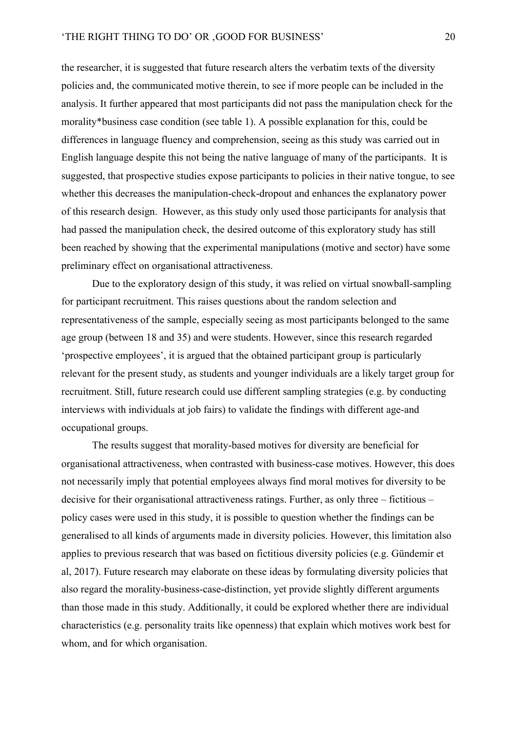the researcher, it is suggested that future research alters the verbatim texts of the diversity policies and, the communicated motive therein, to see if more people can be included in the analysis. It further appeared that most participants did not pass the manipulation check for the morality*business case condition (see table 1). A possible explanation for this, could be differences in language fluency and comprehension, seeing as this study was carried out in English language despite this not being the native language of many of the participants.  It is suggested, that prospective studies expose participants to policies in their native tongue, to see whether this decreases the manipulation-check-dropout and enhances the explanatory power of this research design.  However, as this study only used those participants for analysis that had passed the manipulation check, the desired outcome of this exploratory study has still been reached by showing that the experimental manipulations (motive and sector) have some preliminary effect on organisational attractiveness.

Due to the exploratory design of this study, it was relied on virtual snowball-sampling for participant recruitment. This raises questions about the random selection and representativeness of the sample, especially seeing as most participants belonged to the same age group (between 18 and 35) and were students. However, since this research regarded 'prospective employees', it is argued that the obtained participant group is particularly relevant for the present study, as students and younger individuals are a likely target group for recruitment. Still, future research could use different sampling strategies (e.g. by conducting interviews with individuals at job fairs) to validate the findings with different age-and occupational groups.

The results suggest that morality-based motives for diversity are beneficial for organisational attractiveness, when contrasted with business-case motives. However, this does not necessarily imply that potential employees always find moral motives for diversity to be decisive for their organisational attractiveness ratings. Further, as only three – fictitious – policy cases were used in this study, it is possible to question whether the findings can be generalised to all kinds of arguments made in diversity policies. However, this limitation also applies to previous research that was based on fictitious diversity policies (e.g. Gündemir et al, 2017). Future research may elaborate on these ideas by formulating diversity policies that also regard the morality-business-case-distinction, yet provide slightly different arguments than those made in this study. Additionally, it could be explored whether there are individual characteristics (e.g. personality traits like openness) that explain which motives work best for whom, and for which organisation.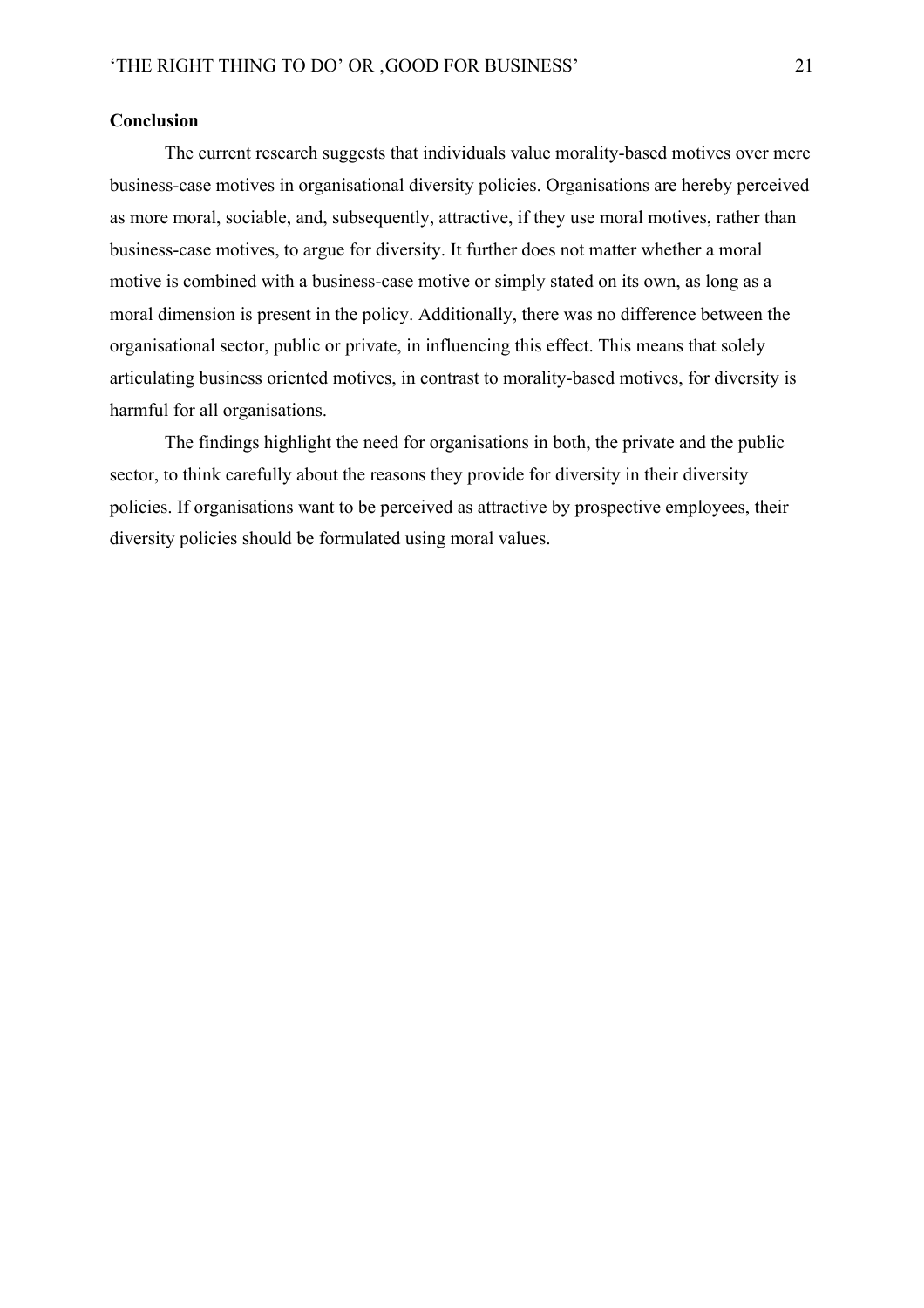**Conclusion**

The current research suggests that individuals value morality-based motives over mere business-case motives in organisational diversity policies. Organisations are hereby perceived as more moral, sociable, and, subsequently, attractive, if they use moral motives, rather than business-case motives, to argue for diversity. It further does not matter whether a moral motive is combined with a business-case motive or simply stated on its own, as long as a moral dimension is present in the policy. Additionally, there was no difference between the organisational sector, public or private, in influencing this effect. This means that solely articulating business oriented motives, in contrast to morality-based motives, for diversity is harmful for all organisations.

The findings highlight the need for organisations in both, the private and the public sector, to think carefully about the reasons they provide for diversity in their diversity policies. If organisations want to be perceived as attractive by prospective employees, their diversity policies should be formulated using moral values.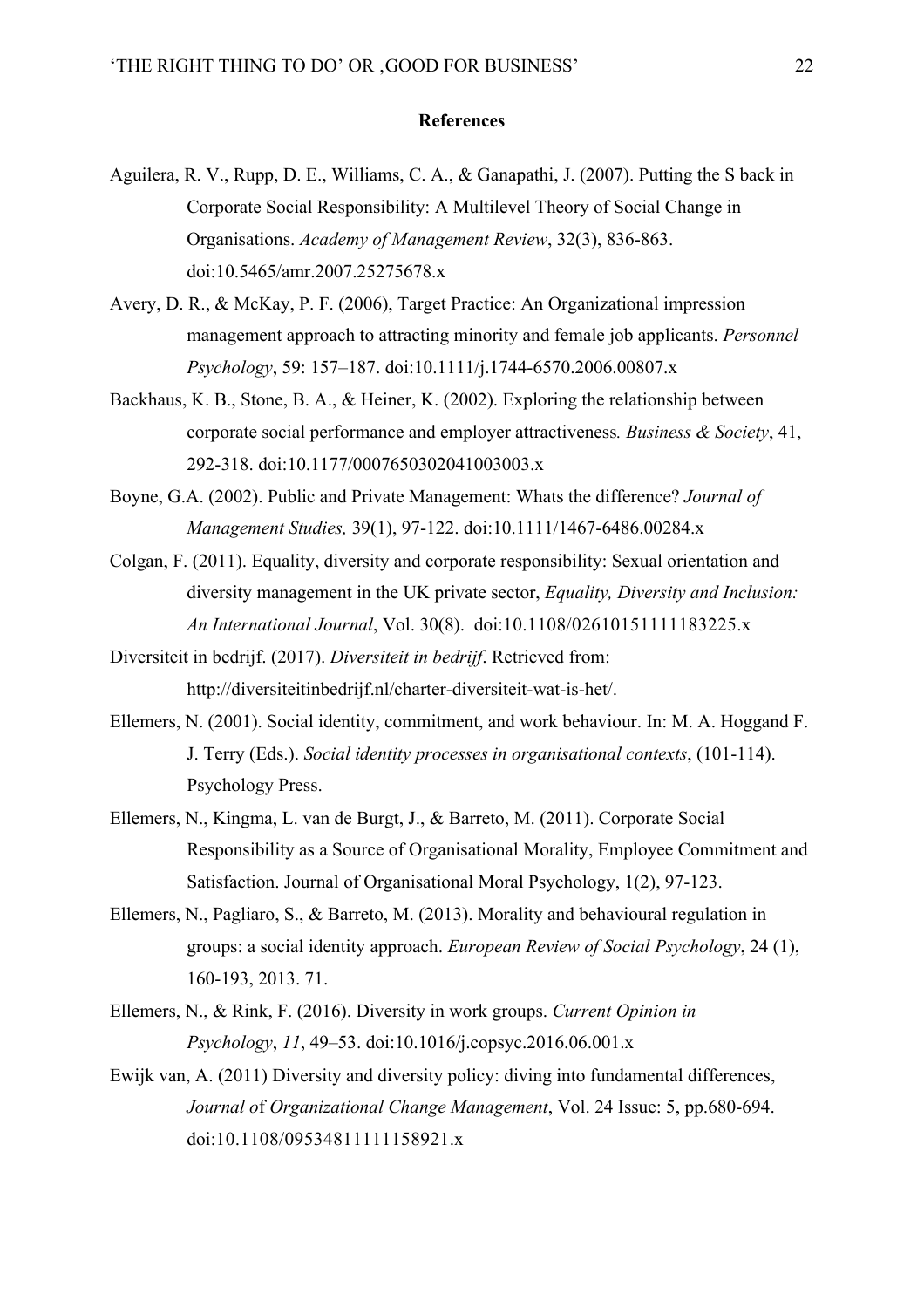## References

Aguilera, R. V., Rupp, D. E., Williams, C. A., & Ganapathi, J. (2007). Putting the S back in Corporate Social Responsibility: A Multilevel Theory of Social Change in Organisations. *Academy of Management Review*, 32(3), 836-863. doi:10.5465/amr.2007.25275678.x

Avery, D. R., & McKay, P. F. (2006), Target Practice: An Organizational impression management approach to attracting minority and female job applicants. *Personnel Psychology*, 59: 157–187. doi:10.1111/j.1744-6570.2006.00807.x

Backhaus, K. B., Stone, B. A., & Heiner, K. (2002). Exploring the relationship between corporate social performance and employer attractiveness*. Business & Society*, 41, 292-318. doi:10.1177/0007650302041003003.x

Boyne, G.A. (2002). Public and Private Management: Whats the difference? *Journal of Management Studies,* 39(1), 97-122. doi:10.1111/1467-6486.00284.x

Colgan, F. (2011). Equality, diversity and corporate responsibility: Sexual orientation and diversity management in the UK private sector, *Equality, Diversity and Inclusion: An International Journal*, Vol. 30(8). doi:10.1108/02610151111183225.x

Diversiteit in bedrijf. (2017). *Diversiteit in bedrijf*. Retrieved from: http://diversiteitinbedrijf.nl/charter-diversiteit-wat-is-het/.

Ellemers, N. (2001). Social identity, commitment, and work behaviour. In: M. A. Hoggand F. J. Terry (Eds.). *Social identity processes in organisational contexts*, (101-114). Psychology Press.

Ellemers, N., Kingma, L. van de Burgt, J., & Barreto, M. (2011). Corporate Social Responsibility as a Source of Organisational Morality, Employee Commitment and Satisfaction. Journal of Organisational Moral Psychology, 1(2), 97-123.

Ellemers, N., Pagliaro, S., & Barreto, M. (2013). Morality and behavioural regulation in groups: a social identity approach. *European Review of Social Psychology*, 24 (1), 160-193, 2013. 71.

Ellemers, N., & Rink, F. (2016). Diversity in work groups. *Current Opinion in Psychology*, *11*, 49–53. doi:10.1016/j.copsyc.2016.06.001.x

Ewijk van, A. (2011) Diversity and diversity policy: diving into fundamental differences, *Journal o*f *Organizational Change Management*, Vol. 24 Issue: 5, pp.680-694. doi:10.1108/09534811111158921.x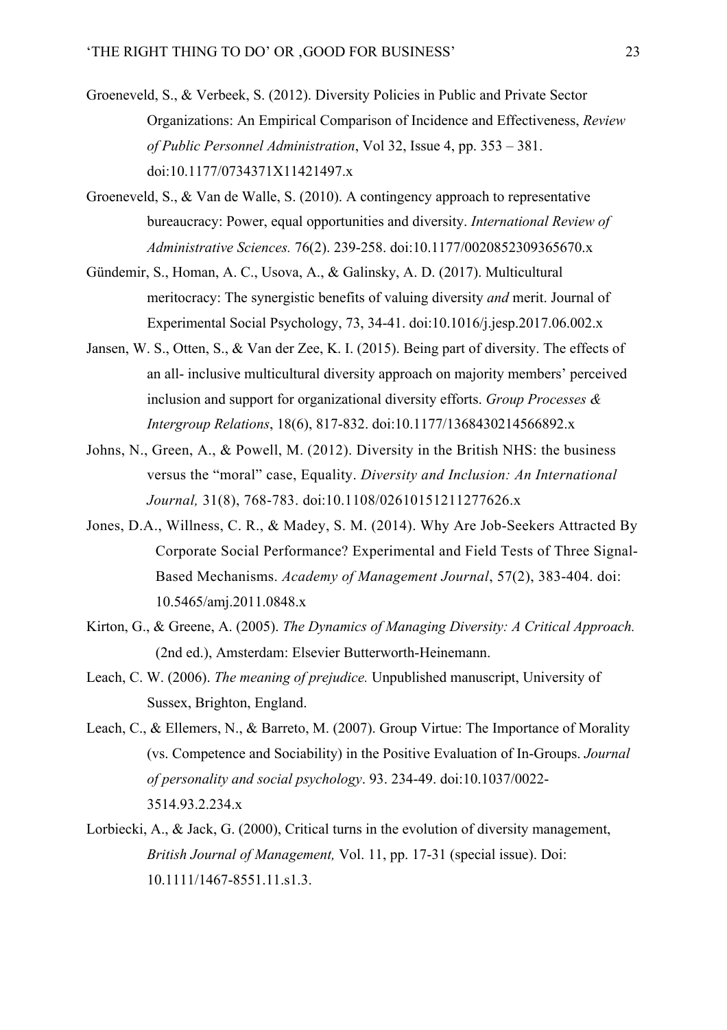Groeneveld, S., & Verbeek, S. (2012). Diversity Policies in Public and Private Sector Organizations: An Empirical Comparison of Incidence and Effectiveness, *Review of Public Personnel Administration*, Vol 32, Issue 4, pp. 353 – 381. doi:10.1177/0734371X11421497.x

Groeneveld, S., & Van de Walle, S. (2010). A contingency approach to representative bureaucracy: Power, equal opportunities and diversity. *International Review of Administrative Sciences.* 76(2). 239-258. doi:10.1177/0020852309365670.x

Gündemir, S., Homan, A. C., Usova, A., & Galinsky, A. D. (2017). Multicultural meritocracy: The synergistic benefits of valuing diversity *and* merit. Journal of Experimental Social Psychology, 73, 34-41. doi:10.1016/j.jesp.2017.06.002.x

Jansen, W. S., Otten, S., & Van der Zee, K. I. (2015). Being part of diversity. The effects of an all- inclusive multicultural diversity approach on majority members' perceived inclusion and support for organizational diversity efforts. *Group Processes & Intergroup Relations*, 18(6), 817-832. doi:10.1177/1368430214566892.x

Johns, N., Green, A., & Powell, M. (2012). Diversity in the British NHS: the business versus the "moral" case, Equality. *Diversity and Inclusion: An International Journal,* 31(8), 768-783. doi:10.1108/02610151211277626.x

Jones, D.A., Willness, C. R., & Madey, S. M. (2014). Why Are Job-Seekers Attracted By Corporate Social Performance? Experimental and Field Tests of Three Signal-Based Mechanisms. *Academy of Management Journal*, 57(2), 383-404. doi: 10.5465/amj.2011.0848.x

Kirton, G., & Greene, A. (2005). *The Dynamics of Managing Diversity: A Critical Approach.* (2nd ed.), Amsterdam: Elsevier Butterworth-Heinemann.

Leach, C. W. (2006). *The meaning of prejudice.* Unpublished manuscript, University of Sussex, Brighton, England.

Leach, C., & Ellemers, N., & Barreto, M. (2007). Group Virtue: The Importance of Morality (vs. Competence and Sociability) in the Positive Evaluation of In-Groups. *Journal of personality and social psychology*. 93. 234-49. doi:10.1037/0022-3514.93.2.234.x

Lorbiecki, A., & Jack, G. (2000), Critical turns in the evolution of diversity management, *British Journal of Management,* Vol. 11, pp. 17-31 (special issue). Doi: 10.1111/1467-8551.11.s1.3.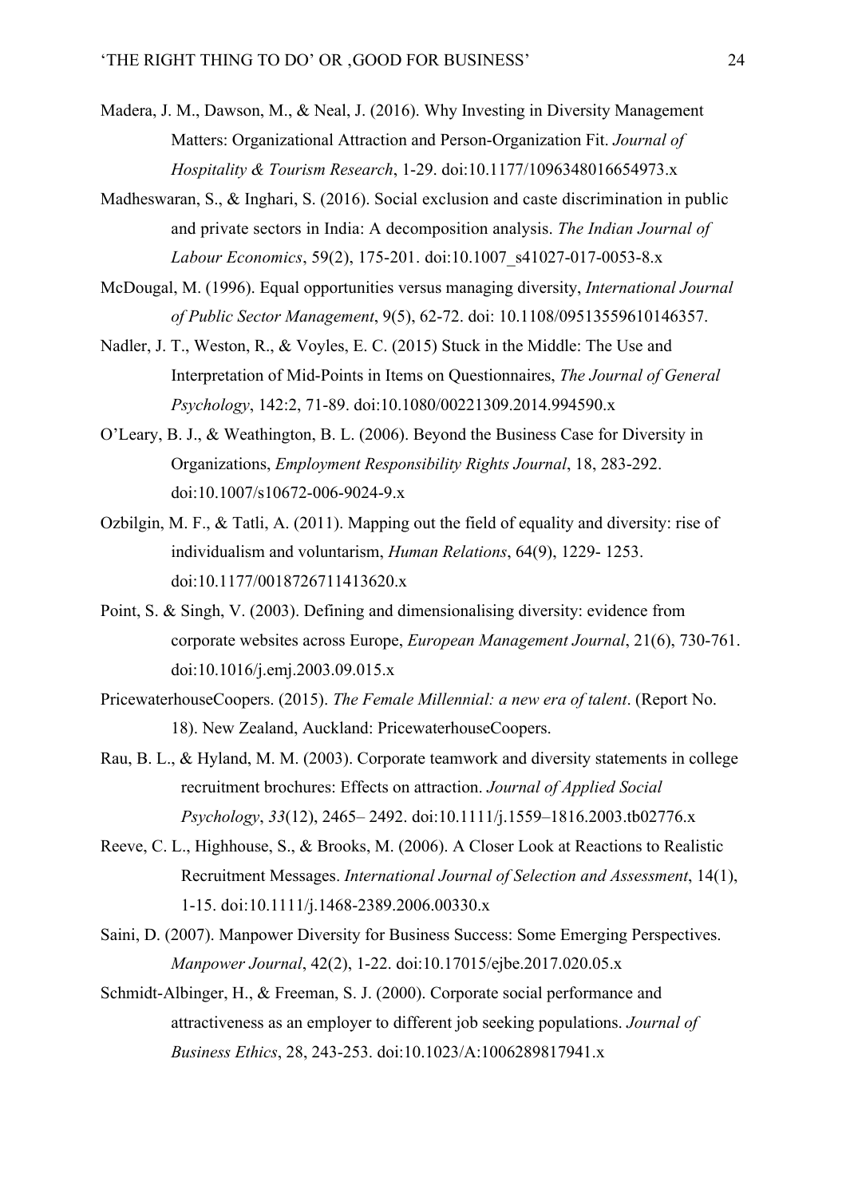Madera, J. M., Dawson, M., & Neal, J. (2016). Why Investing in Diversity Management Matters: Organizational Attraction and Person-Organization Fit. *Journal of Hospitality & Tourism Research*, 1-29. doi:10.1177/1096348016654973.x

Madheswaran, S., & Inghari, S. (2016). Social exclusion and caste discrimination in public and private sectors in India: A decomposition analysis. *The Indian Journal of Labour Economics*, 59(2), 175-201. doi:10.1007_s41027-017-0053-8.x

McDougal, M. (1996). Equal opportunities versus managing diversity, *International Journal of Public Sector Management*, 9(5), 62-72. doi: 10.1108/09513559610146357.

Nadler, J. T., Weston, R., & Voyles, E. C. (2015) Stuck in the Middle: The Use and Interpretation of Mid-Points in Items on Questionnaires, *The Journal of General Psychology*, 142:2, 71-89. doi:10.1080/00221309.2014.994590.x

O'Leary, B. J., & Weathington, B. L. (2006). Beyond the Business Case for Diversity in Organizations, *Employment Responsibility Rights Journal*, 18, 283-292. doi:10.1007/s10672-006-9024-9.x

Ozbilgin, M. F., & Tatli, A. (2011). Mapping out the field of equality and diversity: rise of individualism and voluntarism, *Human Relations*, 64(9), 1229- 1253. doi:10.1177/0018726711413620.x

Point, S. & Singh, V. (2003). Defining and dimensionalising diversity: evidence from corporate websites across Europe, *European Management Journal*, 21(6), 730-761. doi:10.1016/j.emj.2003.09.015.x

PricewaterhouseCoopers. (2015). *The Female Millennial: a new era of talent*. (Report No. 18). New Zealand, Auckland: PricewaterhouseCoopers.

Rau, B. L., & Hyland, M. M. (2003). Corporate teamwork and diversity statements in college recruitment brochures: Effects on attraction. *Journal of Applied Social Psychology*, *33*(12), 2465– 2492. doi:10.1111/j.1559–1816.2003.tb02776.x

Reeve, C. L., Highhouse, S., & Brooks, M. (2006). A Closer Look at Reactions to Realistic Recruitment Messages. *International Journal of Selection and Assessment*, 14(1), 1-15. doi:10.1111/j.1468-2389.2006.00330.x

Saini, D. (2007). Manpower Diversity for Business Success: Some Emerging Perspectives. *Manpower Journal*, 42(2), 1-22. doi:10.17015/ejbe.2017.020.05.x

Schmidt-Albinger, H., & Freeman, S. J. (2000). Corporate social performance and attractiveness as an employer to different job seeking populations. *Journal of Business Ethics*, 28, 243-253. doi:10.1023/A:1006289817941.x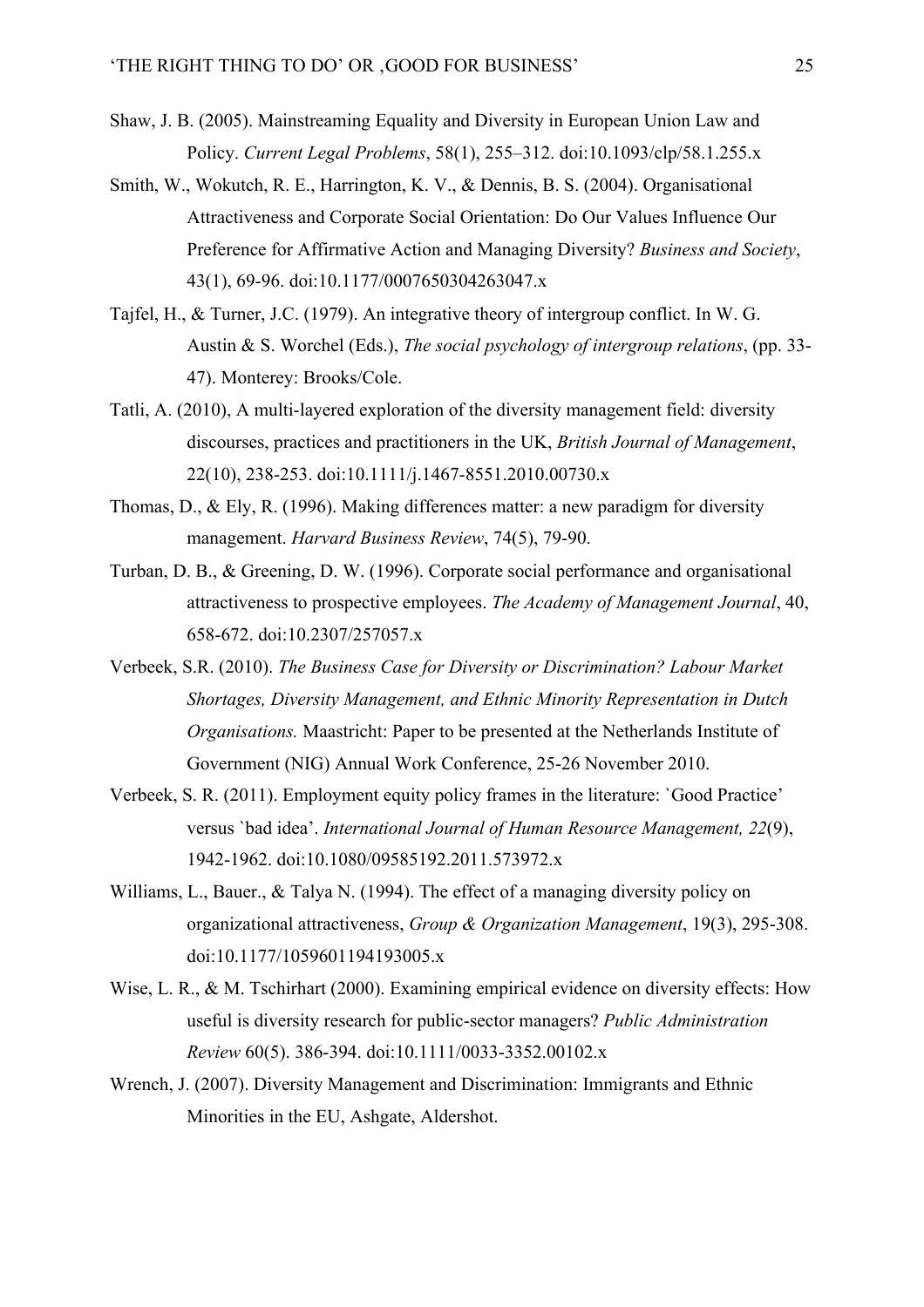Shaw, J. B. (2005). Mainstreaming Equality and Diversity in European Union Law and Policy. *Current Legal Problems*, 58(1), 255–312. doi:10.1093/clp/58.1.255.x

Smith, W., Wokutch, R. E., Harrington, K. V., & Dennis, B. S. (2004). Organisational Attractiveness and Corporate Social Orientation: Do Our Values Influence Our Preference for Affirmative Action and Managing Diversity? *Business and Society*, 43(1), 69-96. doi:10.1177/0007650304263047.x

Tajfel, H., & Turner, J.C. (1979). An integrative theory of intergroup conflict. In W. G. Austin & S. Worchel (Eds.), *The social psychology of intergroup relations*, (pp. 33-47). Monterey: Brooks/Cole.

Tatli, A. (2010), A multi-layered exploration of the diversity management field: diversity discourses, practices and practitioners in the UK, *British Journal of Management*, 22(10), 238-253. doi:10.1111/j.1467-8551.2010.00730.x

Thomas, D., & Ely, R. (1996). Making differences matter: a new paradigm for diversity management. *Harvard Business Review*, 74(5), 79-90.

Turban, D. B., & Greening, D. W. (1996). Corporate social performance and organisational attractiveness to prospective employees. *The Academy of Management Journal*, 40, 658-672. doi:10.2307/257057.x

Verbeek, S.R. (2010). *The Business Case for Diversity or Discrimination? Labour Market Shortages, Diversity Management, and Ethnic Minority Representation in Dutch Organisations.* Maastricht: Paper to be presented at the Netherlands Institute of Government (NIG) Annual Work Conference, 25-26 November 2010.

Verbeek, S. R. (2011). Employment equity policy frames in the literature: `Good Practice' versus `bad idea'. *International Journal of Human Resource Management, 22*(9), 1942-1962. doi:10.1080/09585192.2011.573972.x

Williams, L., Bauer., & Talya N. (1994). The effect of a managing diversity policy on organizational attractiveness, *Group & Organization Management*, 19(3), 295-308. doi:10.1177/1059601194193005.x

Wise, L. R., & M. Tschirhart (2000). Examining empirical evidence on diversity effects: How useful is diversity research for public-sector managers? *Public Administration Review* 60(5). 386-394. doi:10.1111/0033-3352.00102.x

Wrench, J. (2007). Diversity Management and Discrimination: Immigrants and Ethnic Minorities in the EU, Ashgate, Aldershot.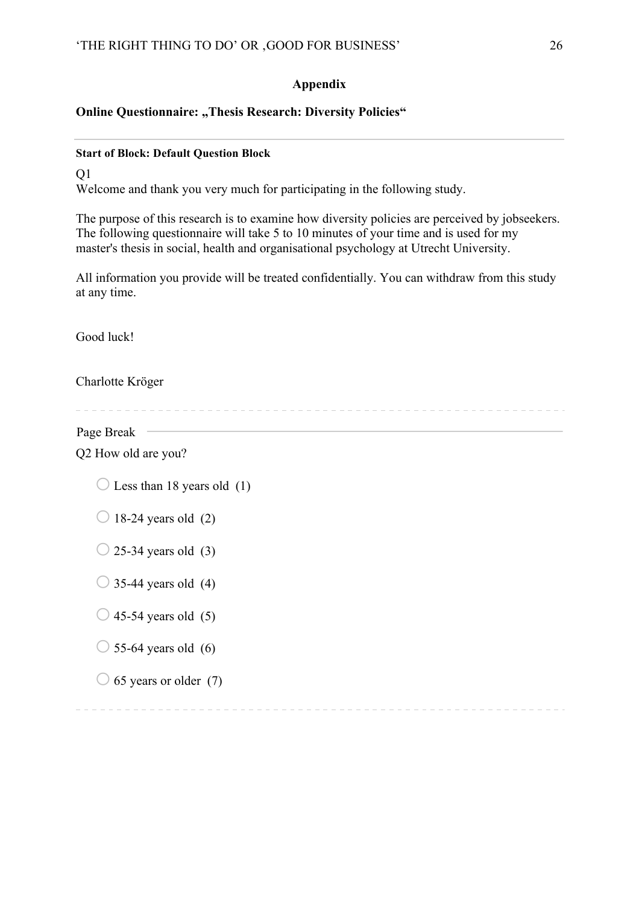## Appendix

### Online Questionnaire: „Thesis Research: Diversity Policies“

---

**Start of Block: Default Question Block**

Q1
Welcome and thank you very much for participating in the following study.

The purpose of this research is to examine how diversity policies are perceived by jobseekers. The following questionnaire will take 5 to 10 minutes of your time and is used for my master's thesis in social, health and organisational psychology at Utrecht University.

All information you provide will be treated confidentially. You can withdraw from this study at any time.

Good luck!

Charlotte Kröger

---

Page Break

Q2 How old are you?

- ○ Less than 18 years old (1)
- ○ 18-24 years old (2)
- ○ 25-34 years old (3)
- ○ 35-44 years old (4)
- ○ 45-54 years old (5)
- ○ 55-64 years old (6)
- ○ 65 years or older (7)

---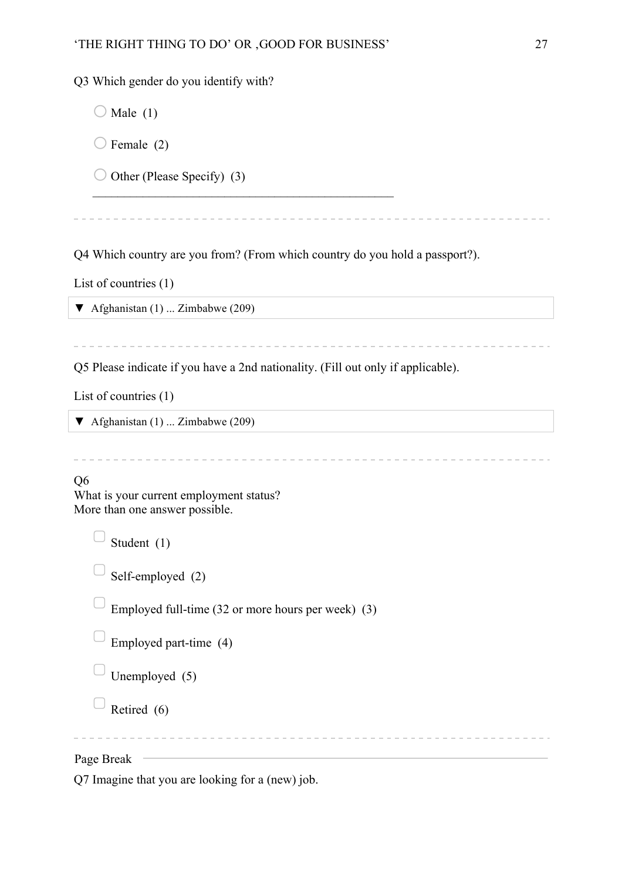Q3 Which gender do you identify with?

- ○ Male (1)
- ○ Female (2)
- ○ Other (Please Specify) (3) ________________________________________________

---

Q4 Which country are you from? (From which country do you hold a passport?).

List of countries (1)

▼ Afghanistan (1) ... Zimbabwe (209)

---

Q5 Please indicate if you have a 2nd nationality. (Fill out only if applicable).

List of countries (1)

▼ Afghanistan (1) ... Zimbabwe (209)

---

Q6
What is your current employment status?
More than one answer possible.

- ▢ Student (1)
- ▢ Self-employed (2)
- ▢ Employed full-time (32 or more hours per week) (3)
- ▢ Employed part-time (4)
- ▢ Unemployed (5)
- ▢ Retired (6)

---

Page Break

Q7 Imagine that you are looking for a (new) job.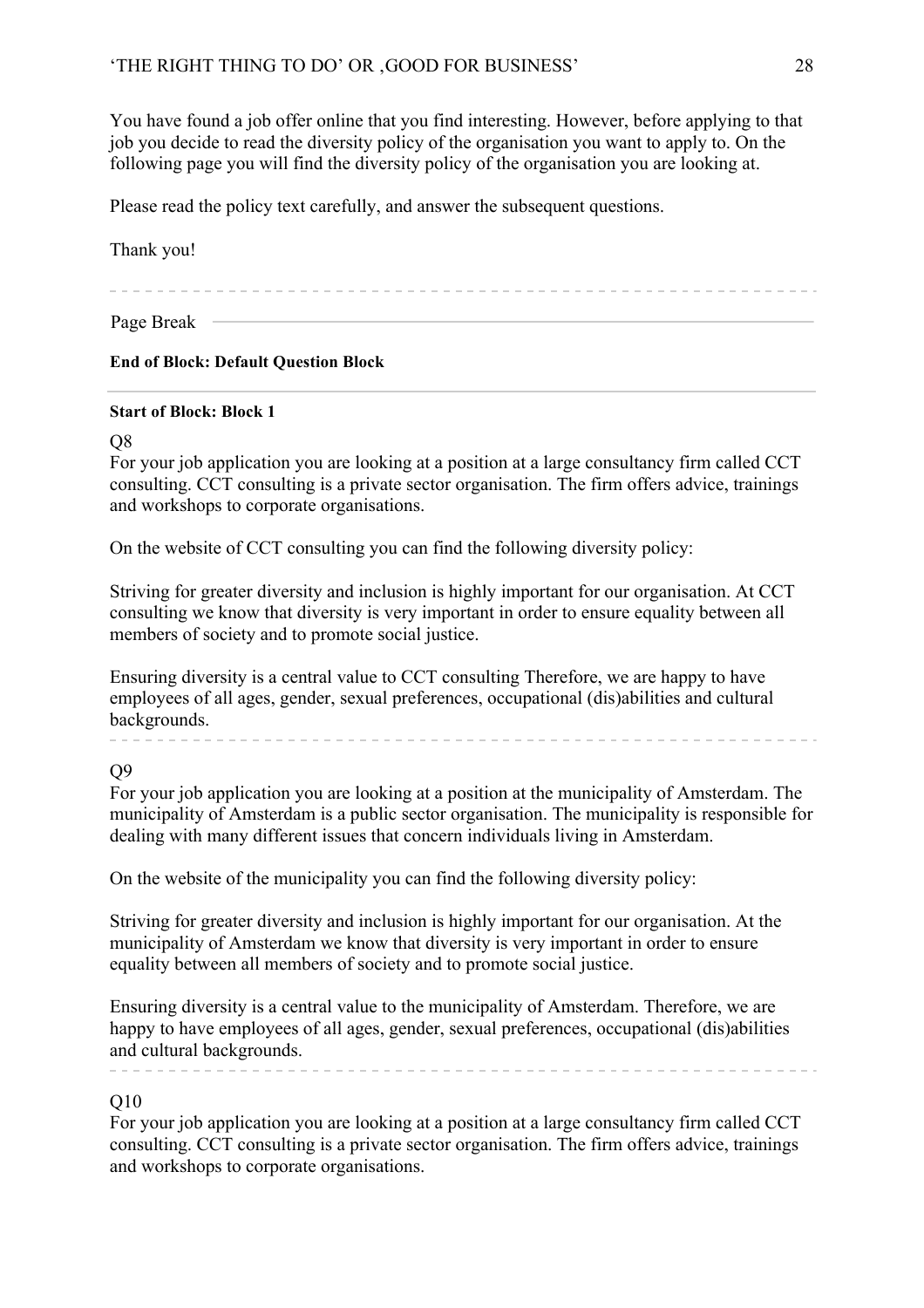You have found a job offer online that you find interesting. However, before applying to that job you decide to read the diversity policy of the organisation you want to apply to. On the following page you will find the diversity policy of the organisation you are looking at.

Please read the policy text carefully, and answer the subsequent questions.

Thank you!

---

Page Break

**End of Block: Default Question Block**

---

**Start of Block: Block 1**

Q8

For your job application you are looking at a position at a large consultancy firm called CCT consulting. CCT consulting is a private sector organisation. The firm offers advice, trainings and workshops to corporate organisations.

On the website of CCT consulting you can find the following diversity policy:

Striving for greater diversity and inclusion is highly important for our organisation. At CCT consulting we know that diversity is very important in order to ensure equality between all members of society and to promote social justice.

Ensuring diversity is a central value to CCT consulting Therefore, we are happy to have employees of all ages, gender, sexual preferences, occupational (dis)abilities and cultural backgrounds.

---

Q9

For your job application you are looking at a position at the municipality of Amsterdam. The municipality of Amsterdam is a public sector organisation. The municipality is responsible for dealing with many different issues that concern individuals living in Amsterdam.

On the website of the municipality you can find the following diversity policy:

Striving for greater diversity and inclusion is highly important for our organisation. At the municipality of Amsterdam we know that diversity is very important in order to ensure equality between all members of society and to promote social justice.

Ensuring diversity is a central value to the municipality of Amsterdam. Therefore, we are happy to have employees of all ages, gender, sexual preferences, occupational (dis)abilities and cultural backgrounds.

---

Q10

For your job application you are looking at a position at a large consultancy firm called CCT consulting. CCT consulting is a private sector organisation. The firm offers advice, trainings and workshops to corporate organisations.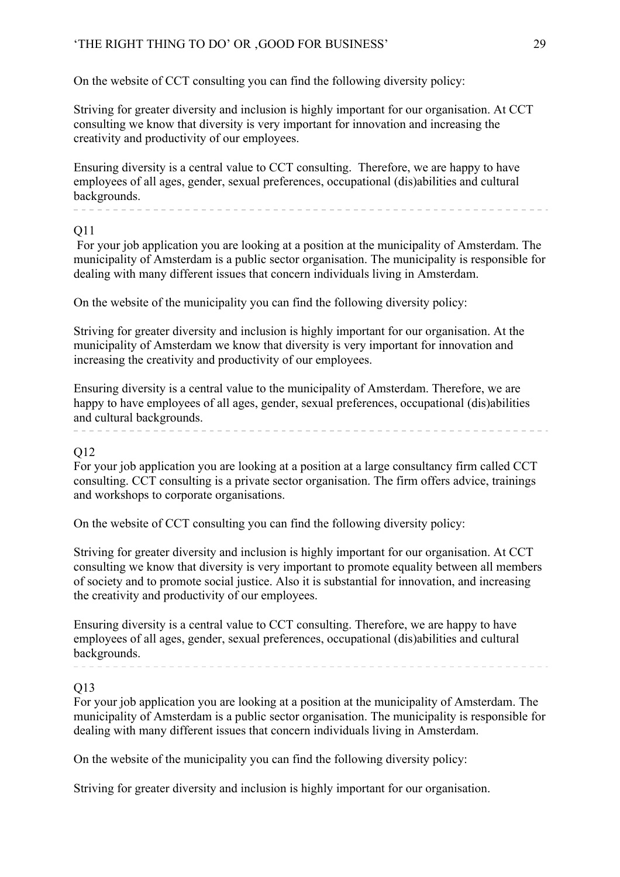On the website of CCT consulting you can find the following diversity policy:

Striving for greater diversity and inclusion is highly important for our organisation. At CCT consulting we know that diversity is very important for innovation and increasing the creativity and productivity of our employees.

Ensuring diversity is a central value to CCT consulting. Therefore, we are happy to have employees of all ages, gender, sexual preferences, occupational (dis)abilities and cultural backgrounds.

---

Q11

For your job application you are looking at a position at the municipality of Amsterdam. The municipality of Amsterdam is a public sector organisation. The municipality is responsible for dealing with many different issues that concern individuals living in Amsterdam.

On the website of the municipality you can find the following diversity policy:

Striving for greater diversity and inclusion is highly important for our organisation. At the municipality of Amsterdam we know that diversity is very important for innovation and increasing the creativity and productivity of our employees.

Ensuring diversity is a central value to the municipality of Amsterdam. Therefore, we are happy to have employees of all ages, gender, sexual preferences, occupational (dis)abilities and cultural backgrounds.

---

Q12

For your job application you are looking at a position at a large consultancy firm called CCT consulting. CCT consulting is a private sector organisation. The firm offers advice, trainings and workshops to corporate organisations.

On the website of CCT consulting you can find the following diversity policy:

Striving for greater diversity and inclusion is highly important for our organisation. At CCT consulting we know that diversity is very important to promote equality between all members of society and to promote social justice. Also it is substantial for innovation, and increasing the creativity and productivity of our employees.

Ensuring diversity is a central value to CCT consulting. Therefore, we are happy to have employees of all ages, gender, sexual preferences, occupational (dis)abilities and cultural backgrounds.

---

Q13

For your job application you are looking at a position at the municipality of Amsterdam. The municipality of Amsterdam is a public sector organisation. The municipality is responsible for dealing with many different issues that concern individuals living in Amsterdam.

On the website of the municipality you can find the following diversity policy:

Striving for greater diversity and inclusion is highly important for our organisation.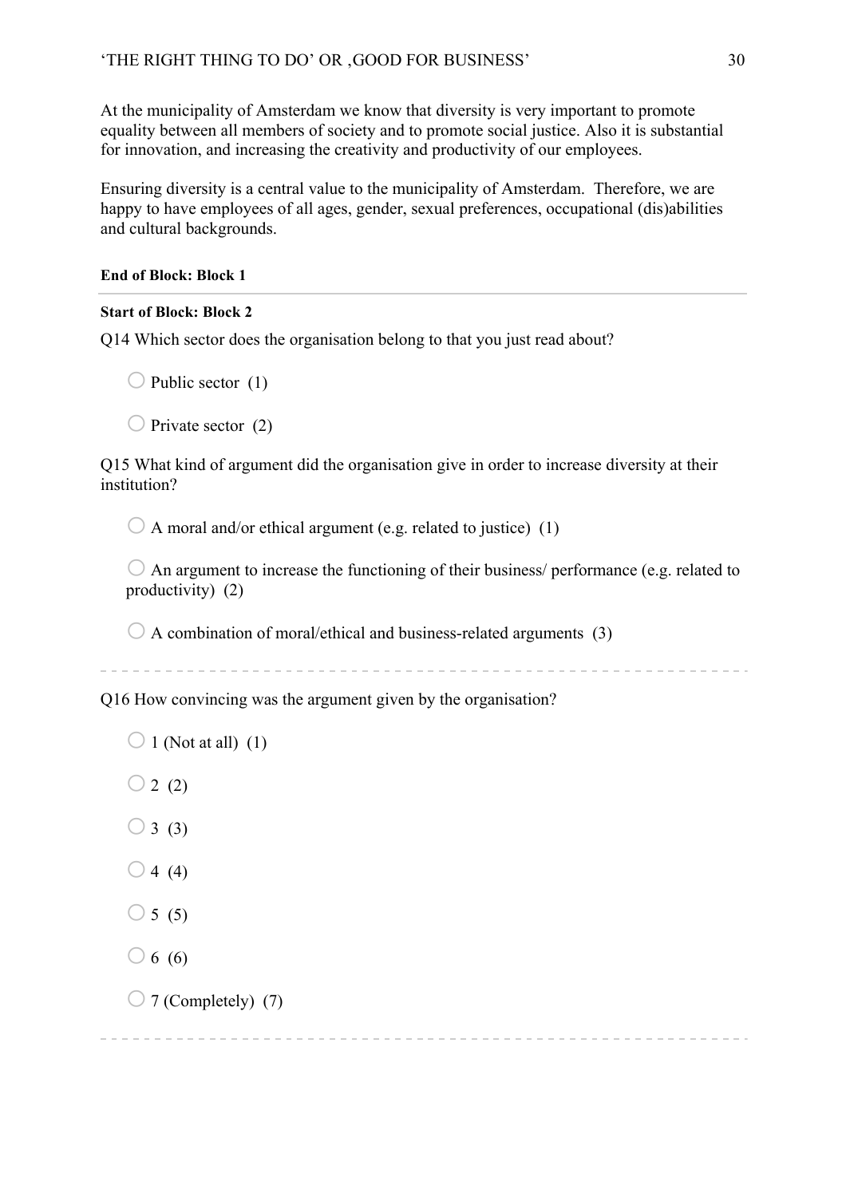At the municipality of Amsterdam we know that diversity is very important to promote equality between all members of society and to promote social justice. Also it is substantial for innovation, and increasing the creativity and productivity of our employees.

Ensuring diversity is a central value to the municipality of Amsterdam. Therefore, we are happy to have employees of all ages, gender, sexual preferences, occupational (dis)abilities and cultural backgrounds.

**End of Block: Block 1**

---

**Start of Block: Block 2**

Q14 Which sector does the organisation belong to that you just read about?

○ Public sector (1)

○ Private sector (2)

Q15 What kind of argument did the organisation give in order to increase diversity at their institution?

○ A moral and/or ethical argument (e.g. related to justice) (1)

○ An argument to increase the functioning of their business/ performance (e.g. related to productivity) (2)

○ A combination of moral/ethical and business-related arguments (3)

---

Q16 How convincing was the argument given by the organisation?

○ 1 (Not at all) (1)

○ 2 (2)

○ 3 (3)

○ 4 (4)

○ 5 (5)

○ 6 (6)

○ 7 (Completely) (7)

---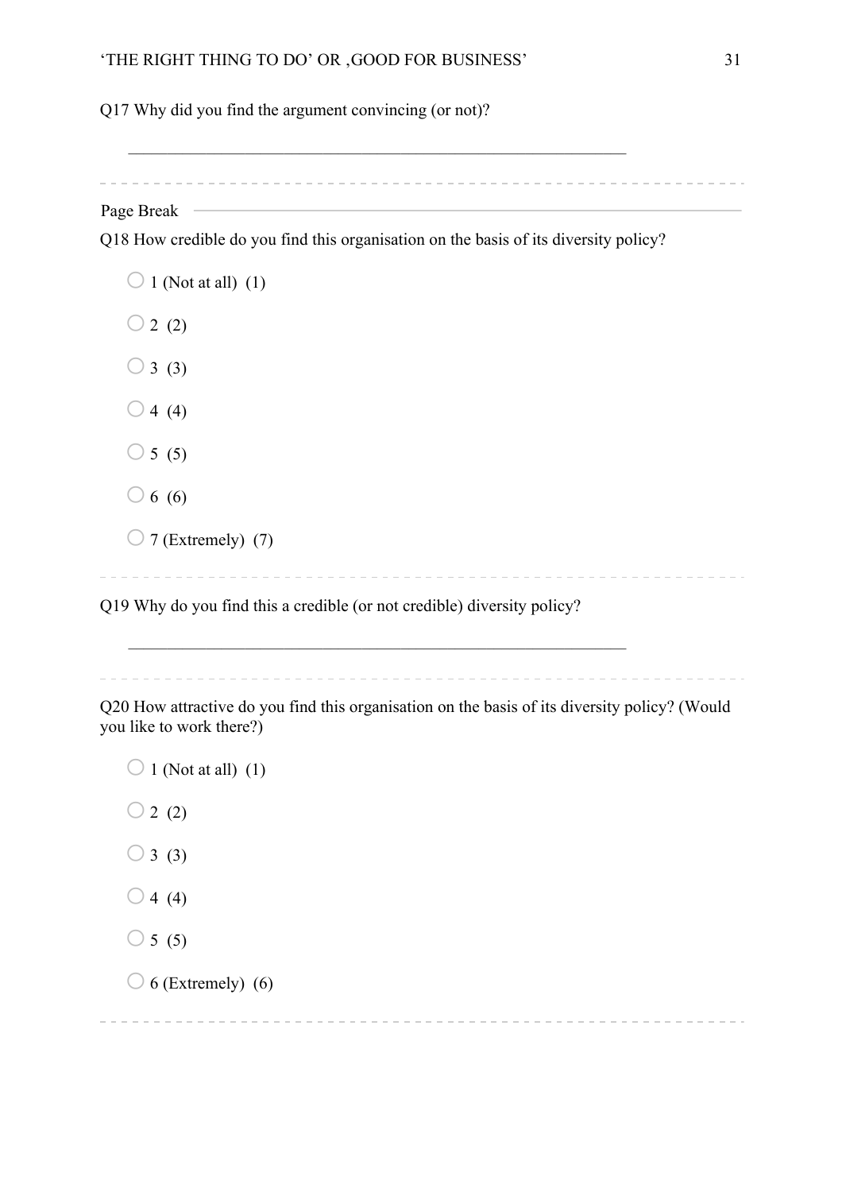Q17 Why did you find the argument convincing (or not)?

________________________________________________________________

Page Break

Q18 How credible do you find this organisation on the basis of its diversity policy?

- ○ 1 (Not at all) (1)
- ○ 2 (2)
- ○ 3 (3)
- ○ 4 (4)
- ○ 5 (5)
- ○ 6 (6)
- ○ 7 (Extremely) (7)

Q19 Why do you find this a credible (or not credible) diversity policy?

________________________________________________________________

Q20 How attractive do you find this organisation on the basis of its diversity policy? (Would you like to work there?)

- ○ 1 (Not at all) (1)
- ○ 2 (2)
- ○ 3 (3)
- ○ 4 (4)
- ○ 5 (5)
- ○ 6 (Extremely) (6)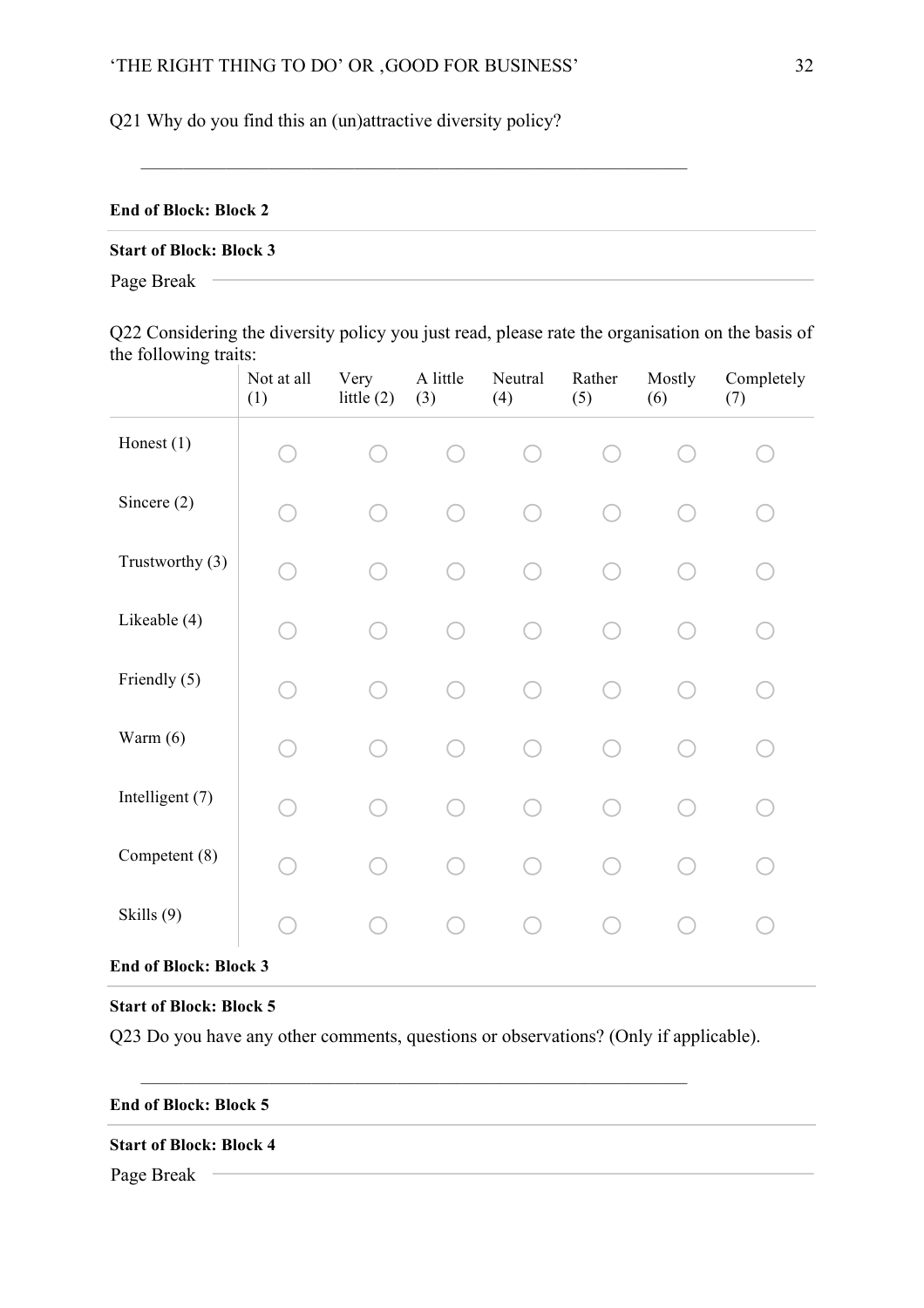Q21 Why do you find this an (un)attractive diversity policy?

________________________________________________________________

**End of Block: Block 2**

**Start of Block: Block 3**

Page Break

Q22 Considering the diversity policy you just read, please rate the organisation on the basis of the following traits:

| | Not at all (1) | Very little (2) | A little (3) | Neutral (4) | Rather (5) | Mostly (6) | Completely (7) |
|---|---|---|---|---|---|---|---|
| Honest (1) | ○ | ○ | ○ | ○ | ○ | ○ | ○ |
| Sincere (2) | ○ | ○ | ○ | ○ | ○ | ○ | ○ |
| Trustworthy (3) | ○ | ○ | ○ | ○ | ○ | ○ | ○ |
| Likeable (4) | ○ | ○ | ○ | ○ | ○ | ○ | ○ |
| Friendly (5) | ○ | ○ | ○ | ○ | ○ | ○ | ○ |
| Warm (6) | ○ | ○ | ○ | ○ | ○ | ○ | ○ |
| Intelligent (7) | ○ | ○ | ○ | ○ | ○ | ○ | ○ |
| Competent (8) | ○ | ○ | ○ | ○ | ○ | ○ | ○ |
| Skills (9) | ○ | ○ | ○ | ○ | ○ | ○ | ○ |

**End of Block: Block 3**

**Start of Block: Block 5**

Q23 Do you have any other comments, questions or observations? (Only if applicable).

________________________________________________________________

**End of Block: Block 5**

**Start of Block: Block 4**

Page Break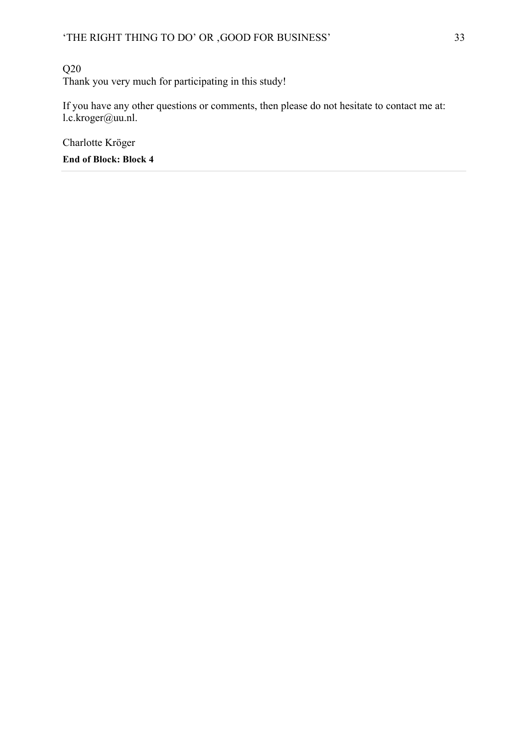Q20

Thank you very much for participating in this study!

If you have any other questions or comments, then please do not hesitate to contact me at: l.c.kroger@uu.nl.

Charlotte Kröger

**End of Block: Block 4**